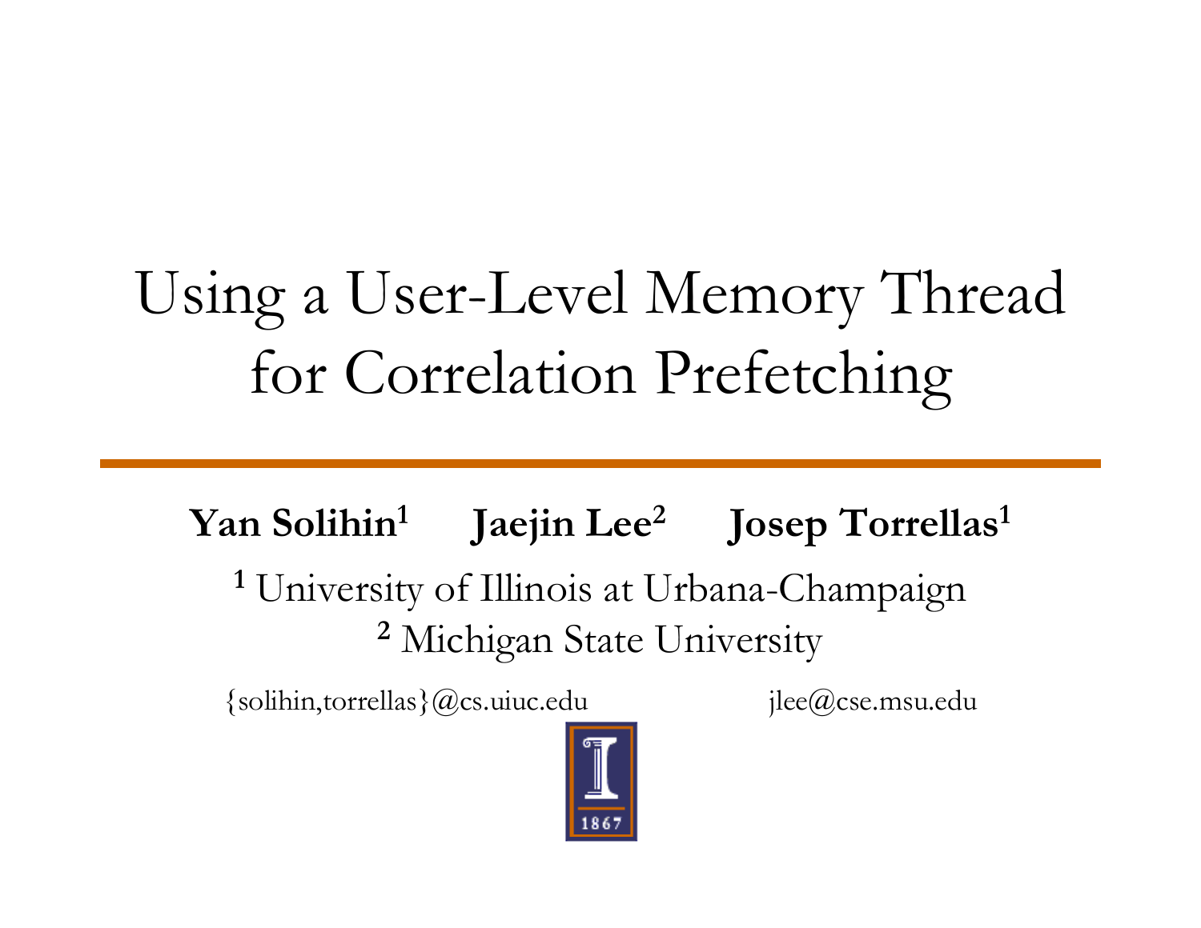# Using a User-Level Memory Thread for Correlation Prefetching

**Yan Solihin[1]** **Jaejin Lee[2]** **Josep Torrellas[1]**

[1] University of Illinois at Urbana-Champaign

[2] Michigan State University

{solihin,torrellas}@cs.uiuc.edu jlee@cse.msu.edu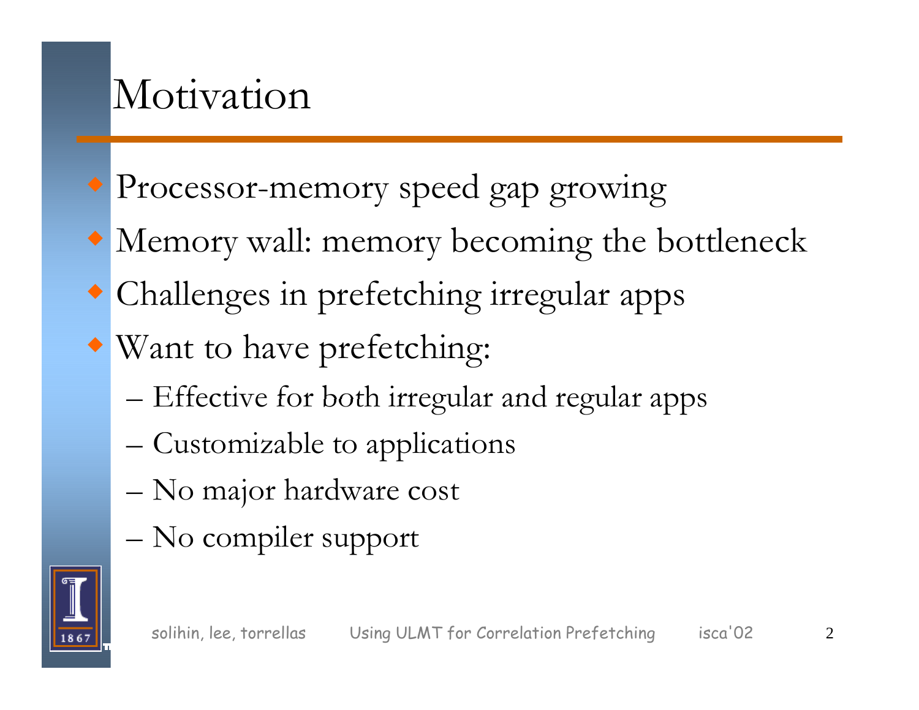# Motivation

- Processor-memory speed gap growing
- Memory wall: memory becoming the bottleneck
- Challenges in prefetching irregular apps
- Want to have prefetching:
  - Effective for both irregular and regular apps
  - Customizable to applications
  - No major hardware cost
  - No compiler support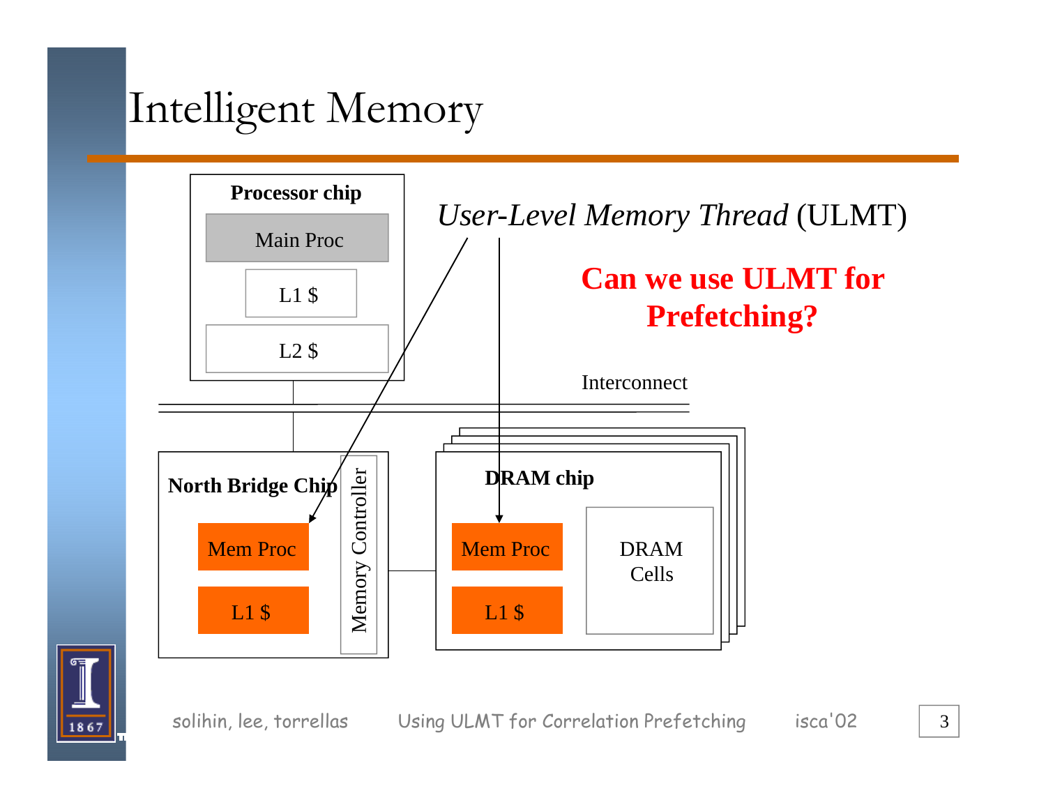# Intelligent Memory

Processor chip

Main Proc

L1 $

L2 $

*User-Level Memory Thread* (ULMT)

**Can we use ULMT for Prefetching?**

Interconnect

North Bridge Chip

Mem Proc

L1 $

Memory Controller

DRAM chip

Mem Proc

L1 $

DRAM Cells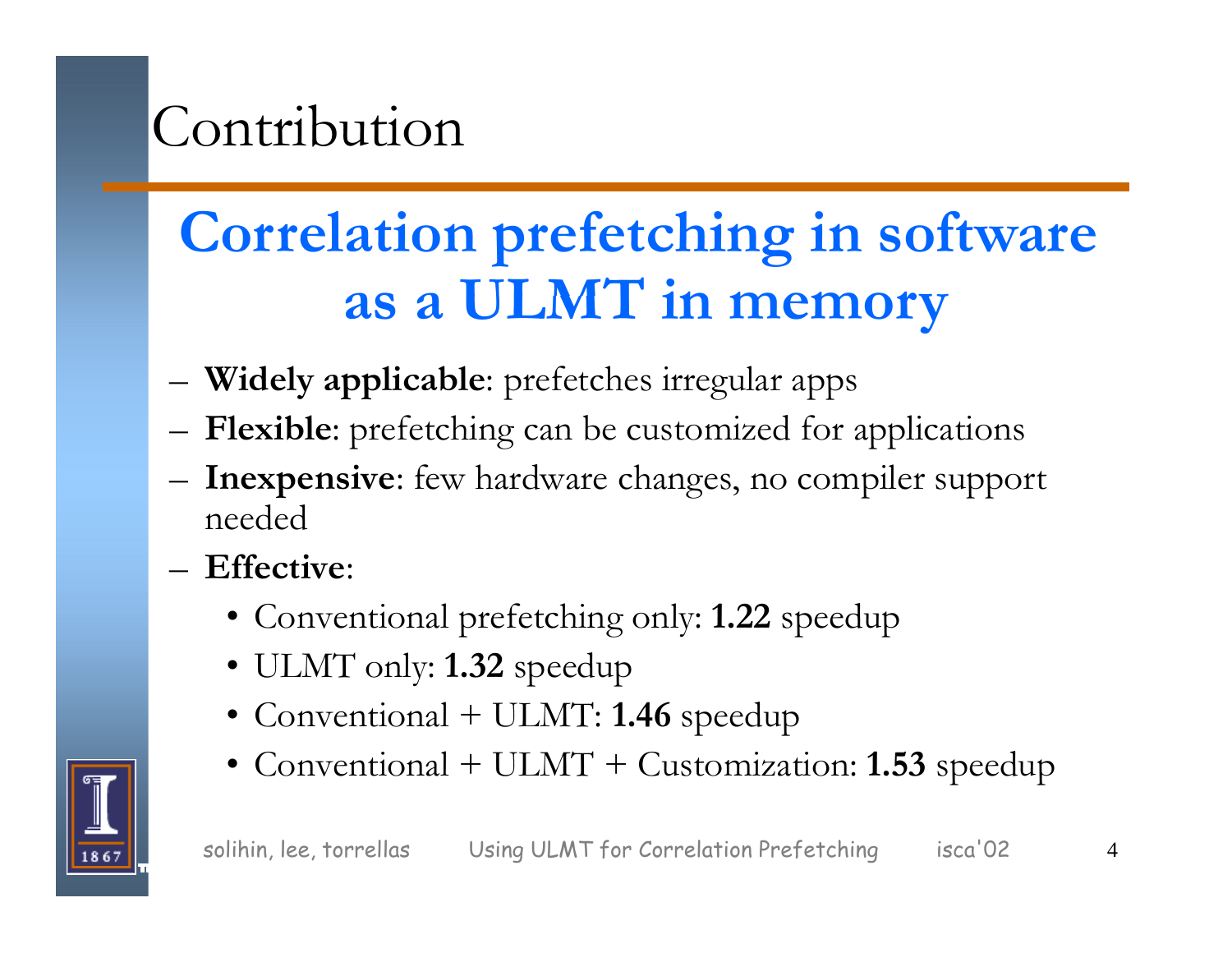# Contribution

## Correlation prefetching in software as a ULMT in memory

- **Widely applicable**: prefetches irregular apps
- **Flexible**: prefetching can be customized for applications
- **Inexpensive**: few hardware changes, no compiler support needed
- **Effective**:
  - Conventional prefetching only: **1.22** speedup
  - ULMT only: **1.32** speedup
  - Conventional + ULMT: **1.46** speedup
  - Conventional + ULMT + Customization: **1.53** speedup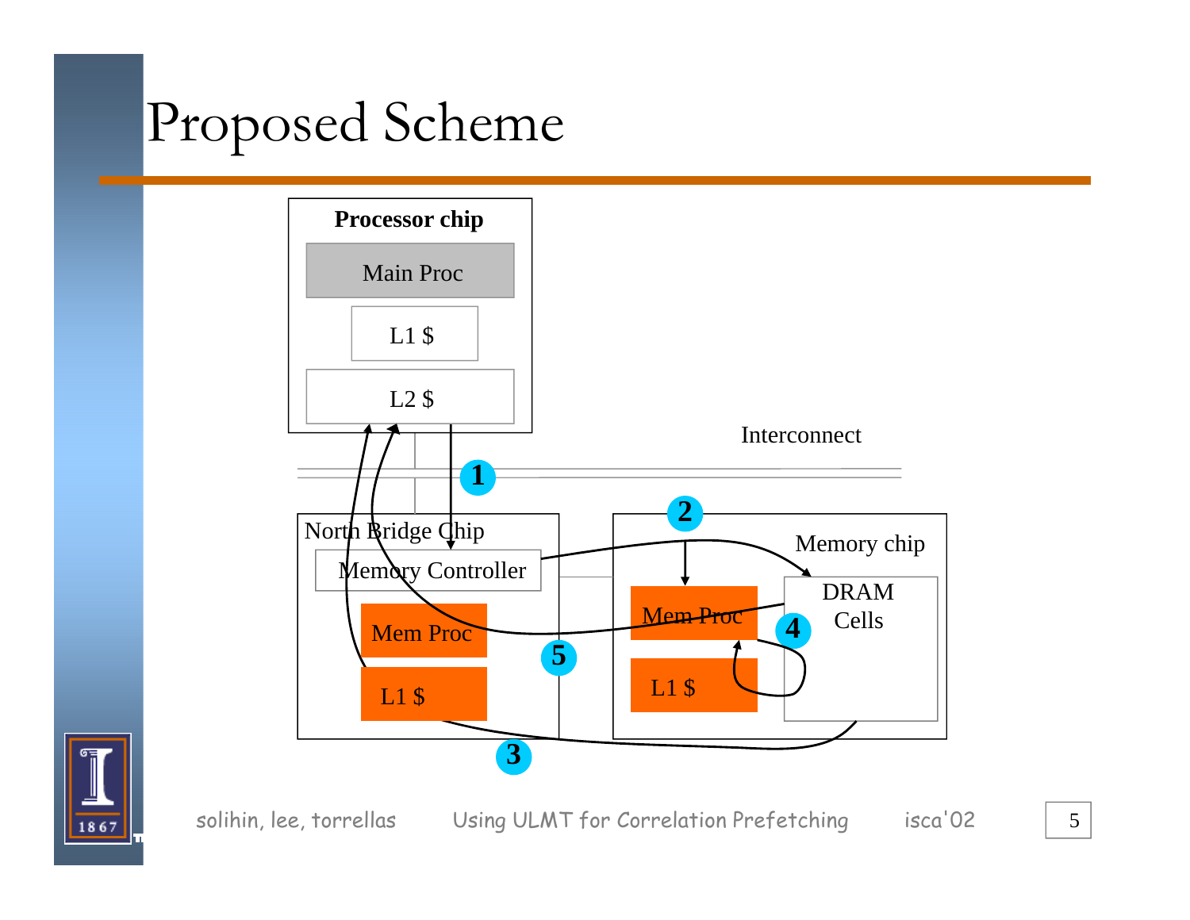# Proposed Scheme

Processor chip

Main Proc

L1 $

L2 $

Interconnect

1

North Bridge Chip

Memory Controller

Mem Proc

L1 $

2

Memory chip

DRAM Cells

Mem Proc

L1 $

4

5

3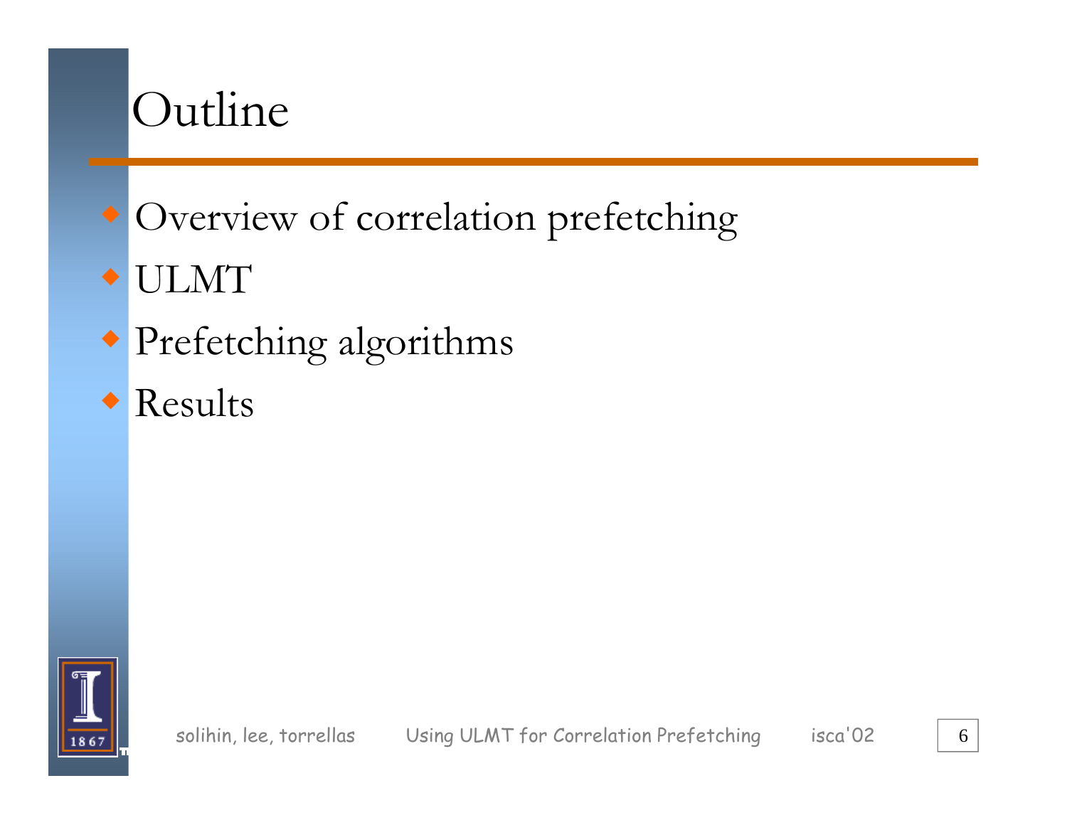# Outline

- Overview of correlation prefetching
- ULMT
- Prefetching algorithms
- Results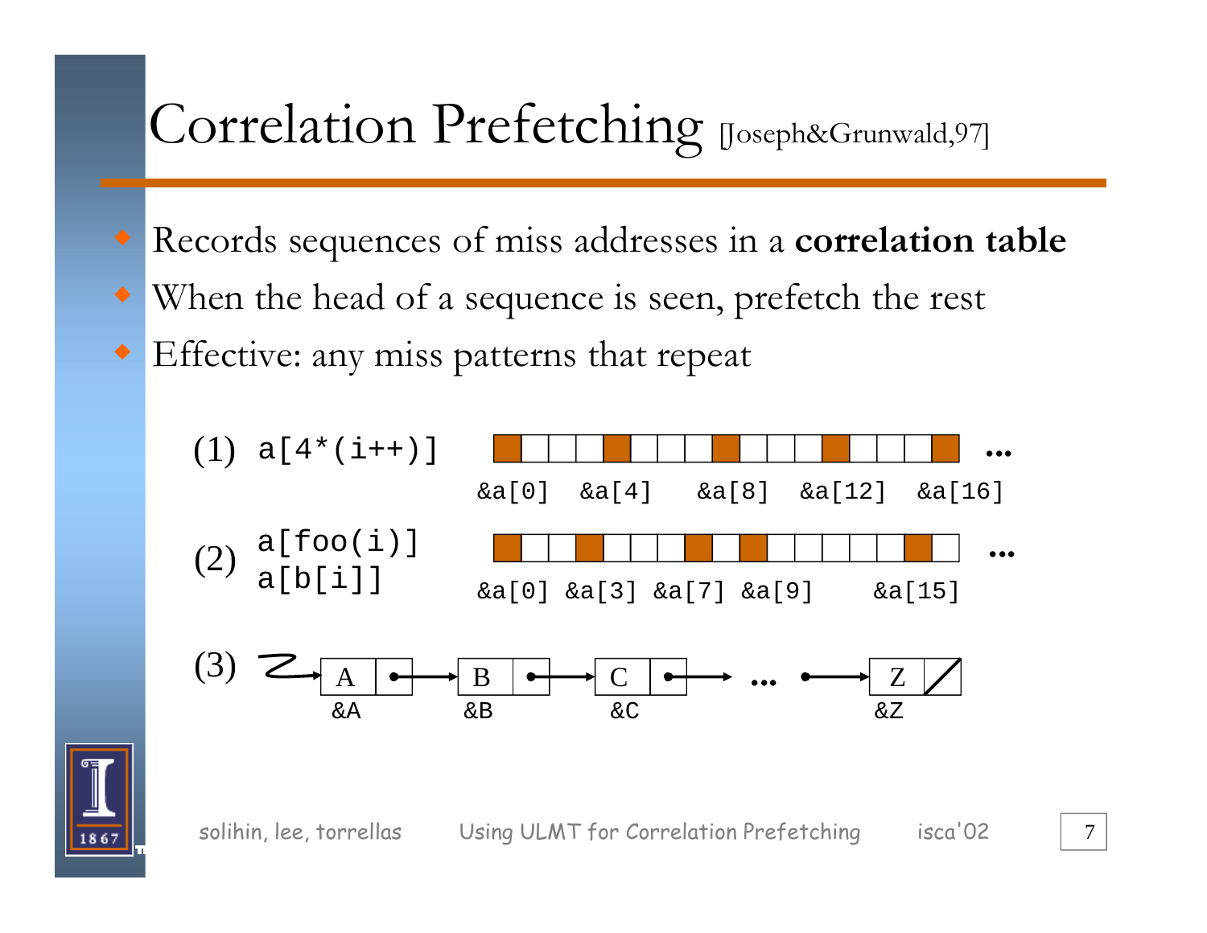# Correlation Prefetching [Joseph&Grunwald,97]

- Records sequences of miss addresses in a **correlation table**
- When the head of a sequence is seen, prefetch the rest
- Effective: any miss patterns that repeat

(1) `a[4*(i++)]`

&a[0] &a[4] &a[8] &a[12] &a[16] ...

(2) `a[foo(i)]` `a[b[i]]`

&a[0] &a[3] &a[7] &a[9] &a[15] ...

(3) A → B → C → ... → Z

&A &B &C &Z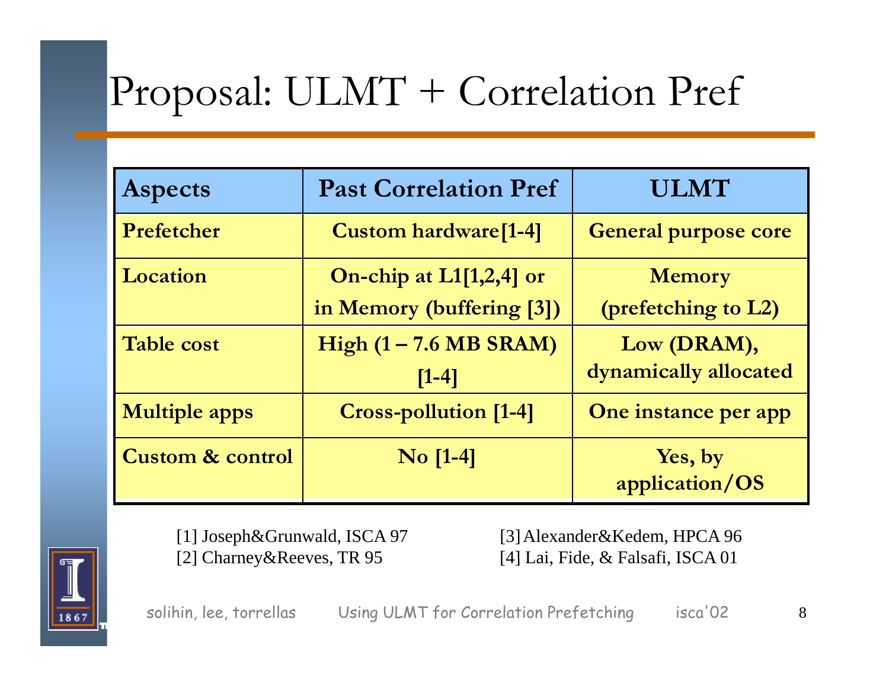# Proposal: ULMT + Correlation Pref

| Aspects | Past Correlation Pref | ULMT |
|---|---|---|
| Prefetcher | Custom hardware[1-4] | General purpose core |
| Location | On-chip at L1[1,2,4] or in Memory (buffering [3]) | Memory (prefetching to L2) |
| Table cost | High (1 – 7.6 MB SRAM) [1-4] | Low (DRAM), dynamically allocated |
| Multiple apps | Cross-pollution [1-4] | One instance per app |
| Custom & control | No [1-4] | Yes, by application/OS |

[1] Joseph&Grunwald, ISCA 97
[2] Charney&Reeves, TR 95
[3] Alexander&Kedem, HPCA 96
[4] Lai, Fide, & Falsafi, ISCA 01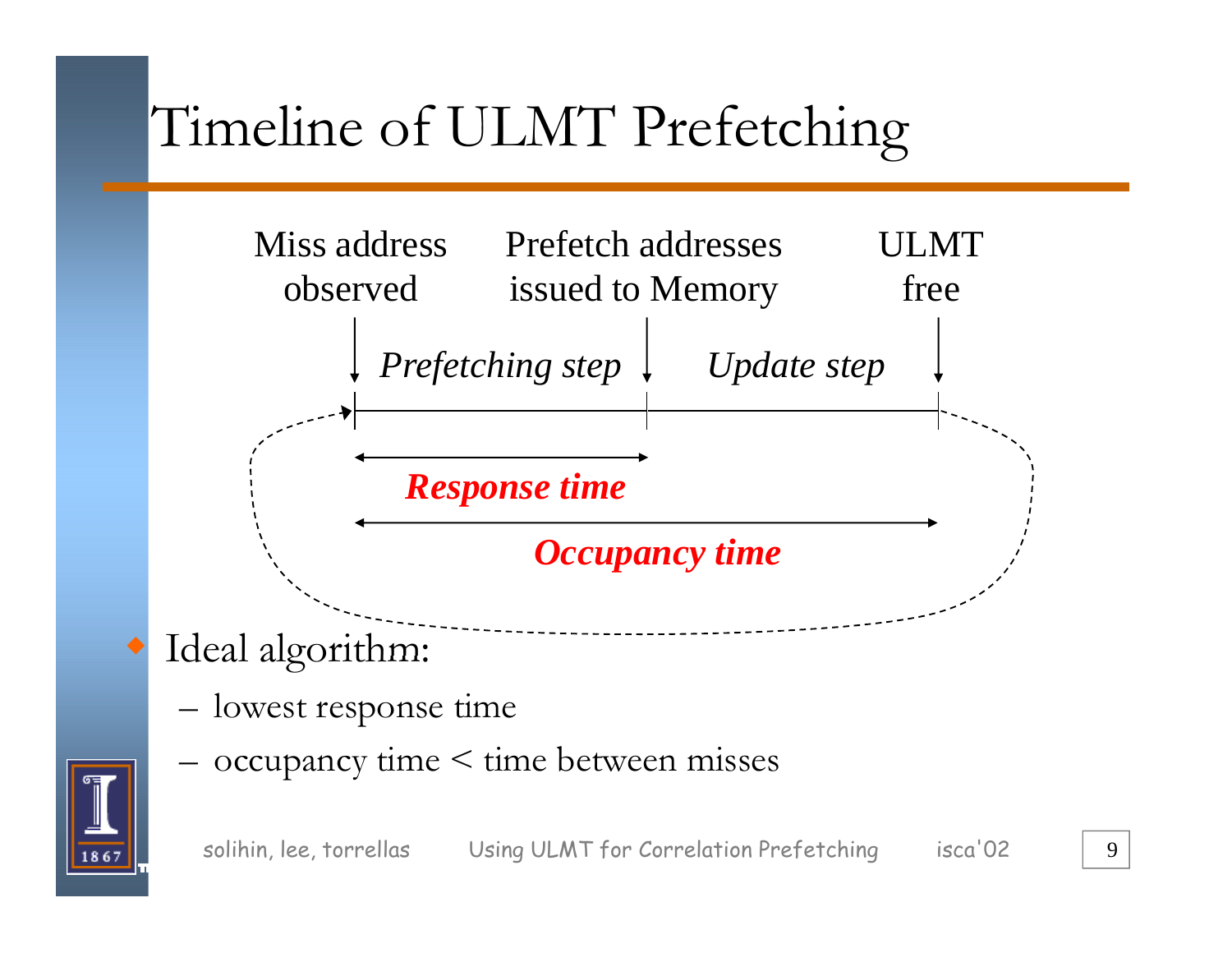# Timeline of ULMT Prefetching

Miss address observed — *Prefetching step* — Prefetch addresses issued to Memory — *Update step* — ULMT free

***Response time***

***Occupancy time***

- Ideal algorithm:
  - lowest response time
  - occupancy time < time between misses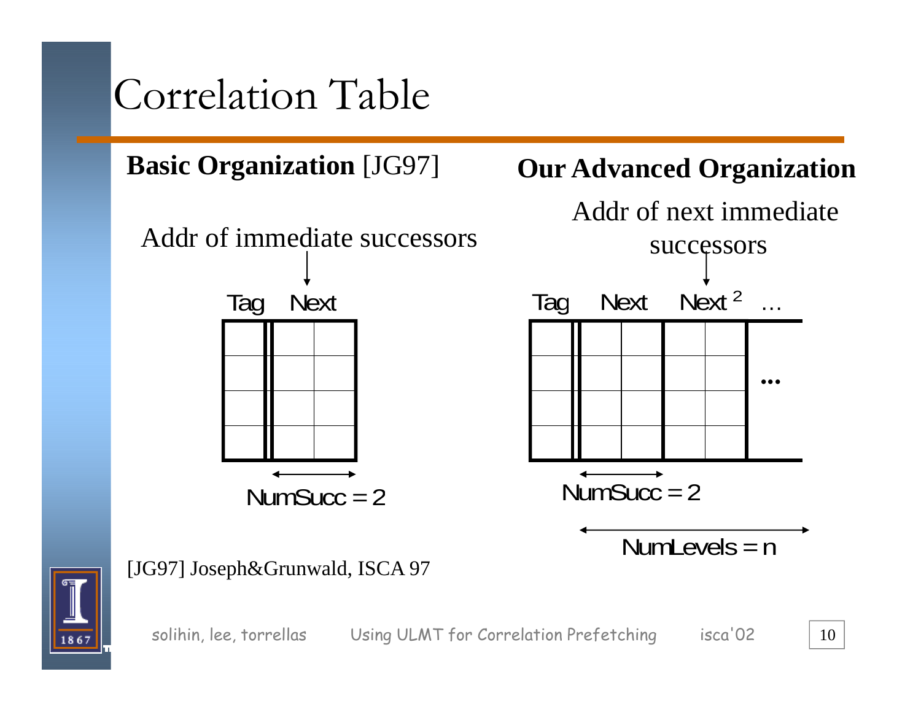# Correlation Table

**Basic Organization** [JG97]

Addr of immediate successors

Tag | Next

NumSucc = 2

**Our Advanced Organization**

Addr of next immediate successors

Tag | Next | Next $^2$ | …

NumSucc = 2

NumLevels = n

[JG97] Joseph&Grunwald, ISCA 97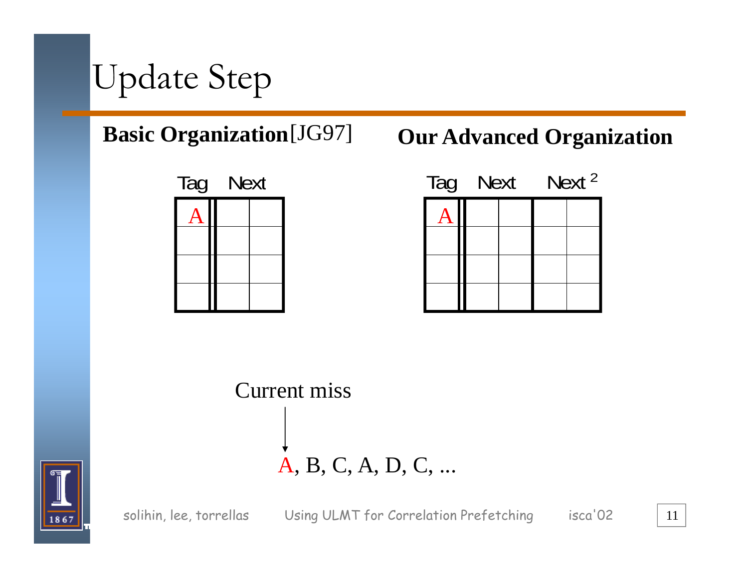# Update Step

**Basic Organization** [JG97]

| Tag | Next | |
|---|---|---|
| A | | |
| | | |
| | | |
| | | |

**Our Advanced Organization**

| Tag | Next | | $Next^2$ | |
|---|---|---|---|---|
| A | | | | |
| | | | | |
| | | | | |
| | | | | |

Current miss

A, B, C, A, D, C, ...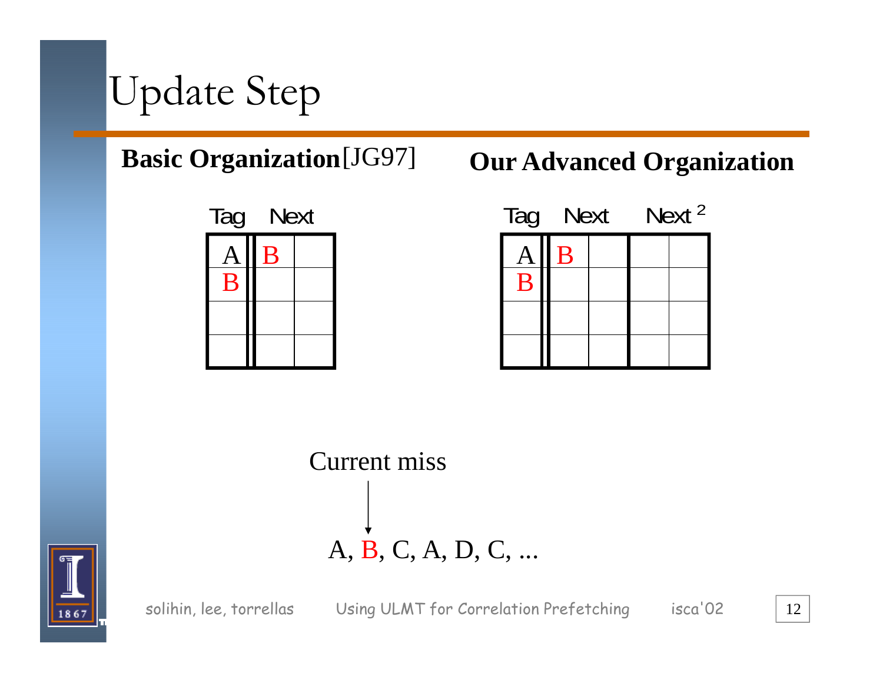# Update Step

**Basic Organization** [JG97]

| Tag | Next | |
|---|---|---|
| A | B | |
| B | | |
| | | |
| | | |

**Our Advanced Organization**

| Tag | Next | | Next 2 | |
|---|---|---|---|---|
| A | B | | | |
| B | | | | |
| | | | | |
| | | | | |

Current miss

A, B, C, A, D, C, ...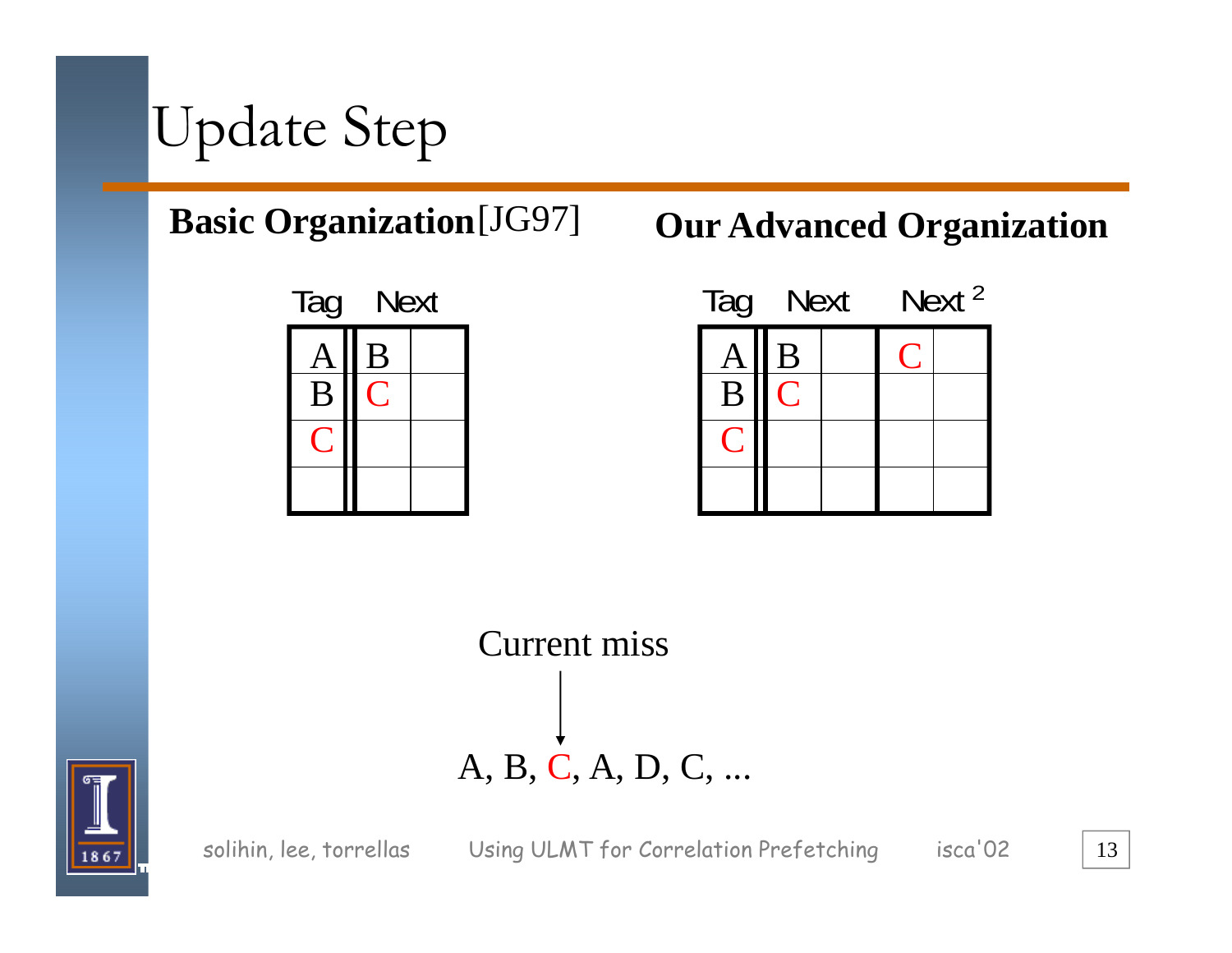# Update Step

**Basic Organization**[JG97]

| Tag | Next | |
|---|---|---|
| A | B | |
| B | C | |
| C | | |
| | | |

**Our Advanced Organization**

| Tag | Next | | Next [2] | |
|---|---|---|---|---|
| A | B | | C | |
| B | C | | | |
| C | | | | |
| | | | | |

Current miss

A, B, C, A, D, C, ...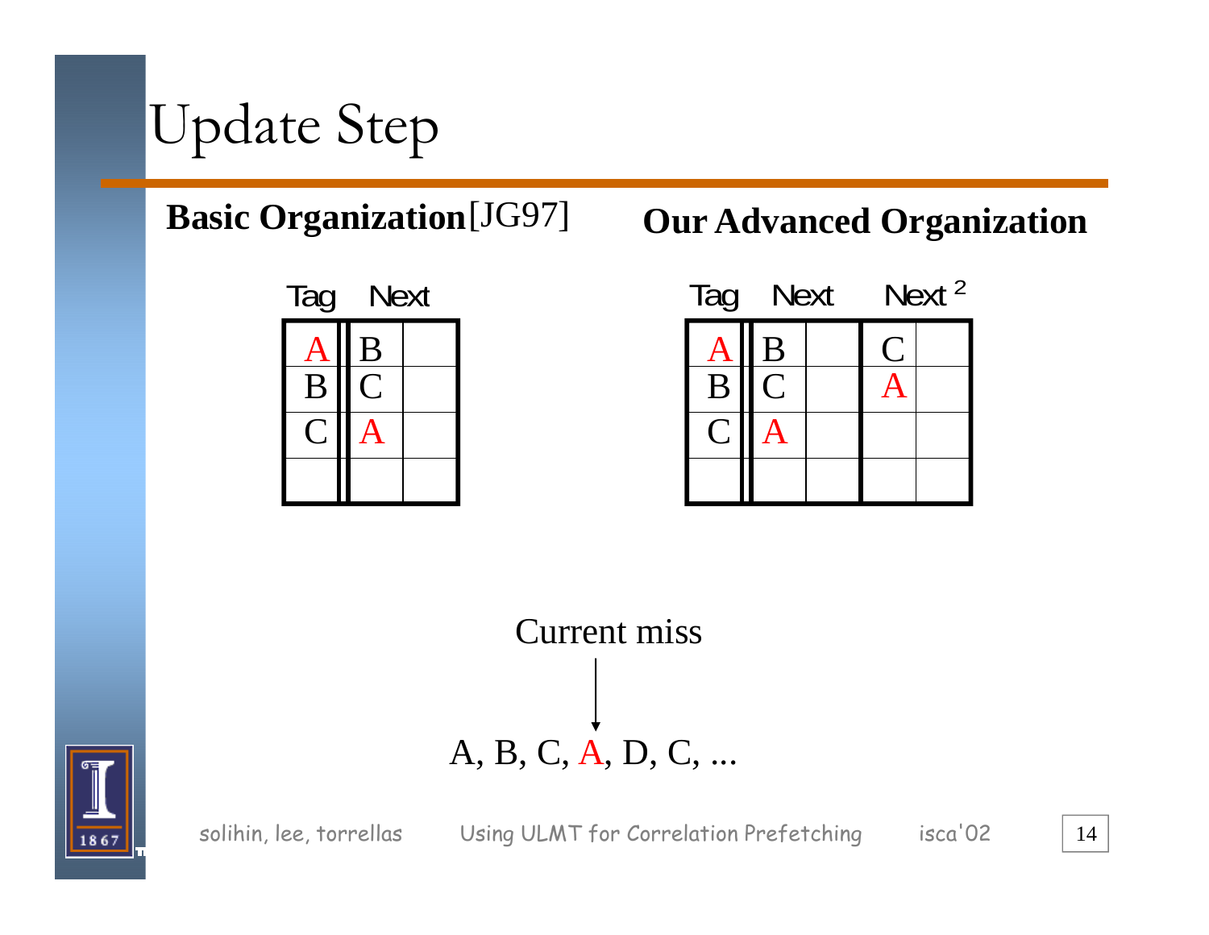# Update Step

**Basic Organization** [JG97]

| Tag | Next | |
|---|---|---|
| A | B | |
| B | C | |
| C | A | |
| | | |

**Our Advanced Organization**

| Tag | Next | | Next [2] | |
|---|---|---|---|---|
| A | B | | C | |
| B | C | | A | |
| C | A | | | |
| | | | | |

Current miss

↓

A, B, C, A, D, C, ...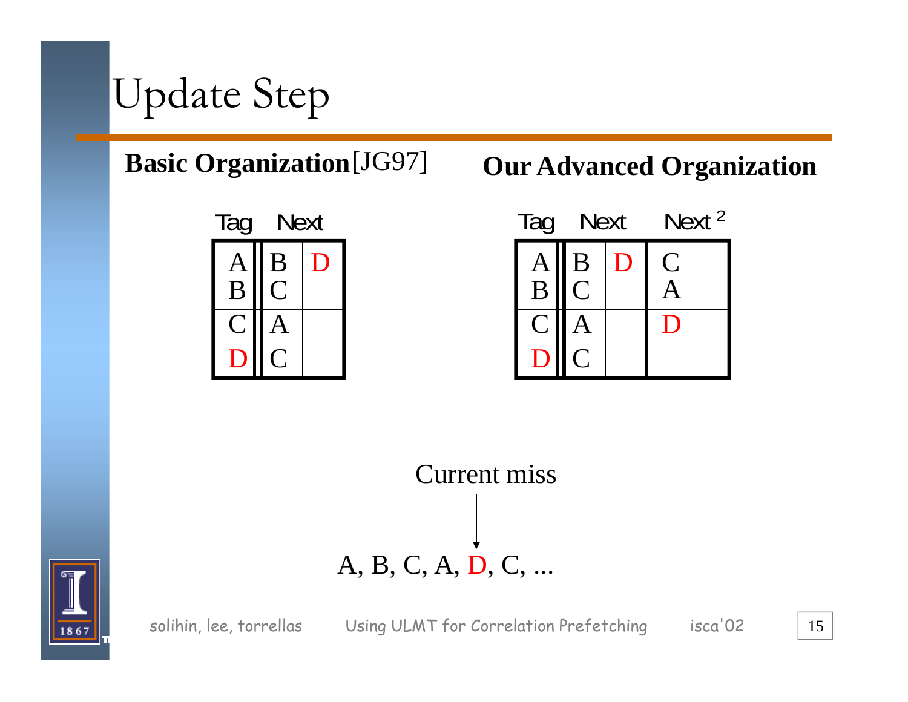# Update Step

**Basic Organization**[JG97]

| Tag | Next | |
|---|---|---|
| A | B | D |
| B | C | |
| C | A | |
| D | C | |

**Our Advanced Organization**

| Tag | Next | | Next [2] | |
|---|---|---|---|---|
| A | B | D | C | |
| B | C | | A | |
| C | A | | D | |
| D | C | | | |

Current miss

A, B, C, A, D, C, ...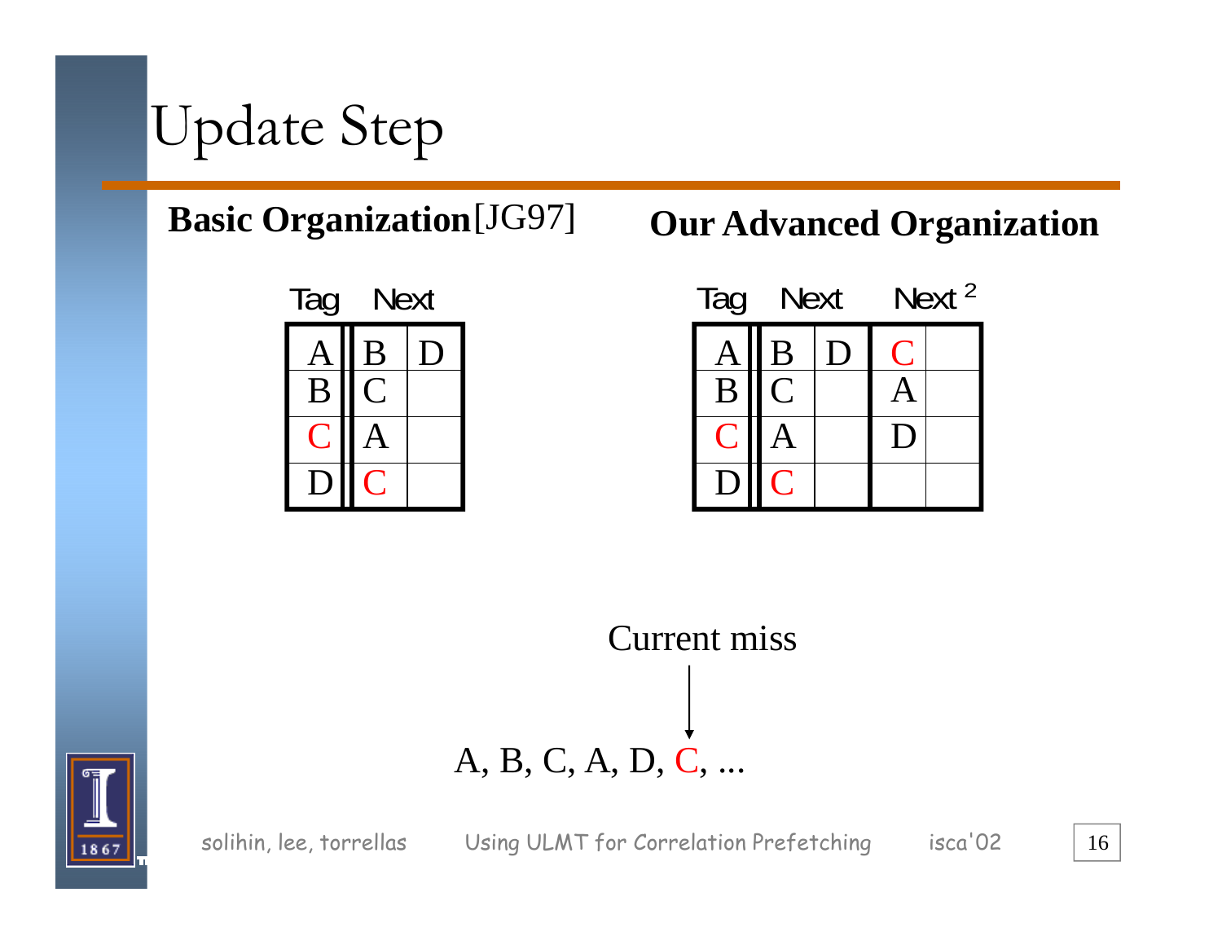# Update Step

**Basic Organization**[JG97]

| Tag | Next | |
|---|---|---|
| A | B | D |
| B | C | |
| C | A | |
| D | C | |

**Our Advanced Organization**

| Tag | Next | | Next $^2$ | |
|---|---|---|---|---|
| A | B | D | C | |
| B | C | | A | |
| C | A | | D | |
| D | C | | | |

Current miss

A, B, C, A, D, C, ...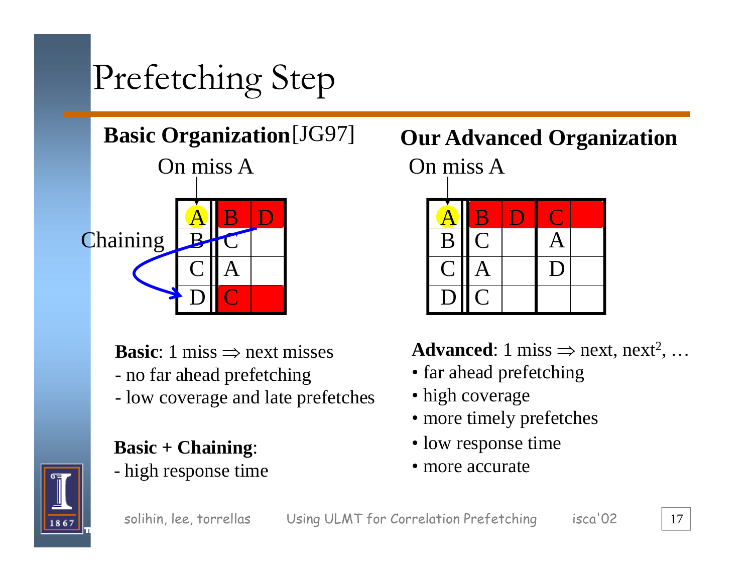# Prefetching Step

## Basic Organization[JG97]

On miss A

Chaining

| A | B | D |
|---|---|---|
| B | C | |
| C | A | |
| D | C | |

**Basic**: 1 miss ⇒ next misses

- no far ahead prefetching
- low coverage and late prefetches

**Basic + Chaining**:

- high response time

## Our Advanced Organization

On miss A

| A | B | D | C | |
|---|---|---|---|---|
| B | C | | A | |
| C | A | | D | |
| D | C | | | |

**Advanced**: 1 miss ⇒ next, next$^2$, …

- far ahead prefetching
- high coverage
- more timely prefetches
- low response time
- more accurate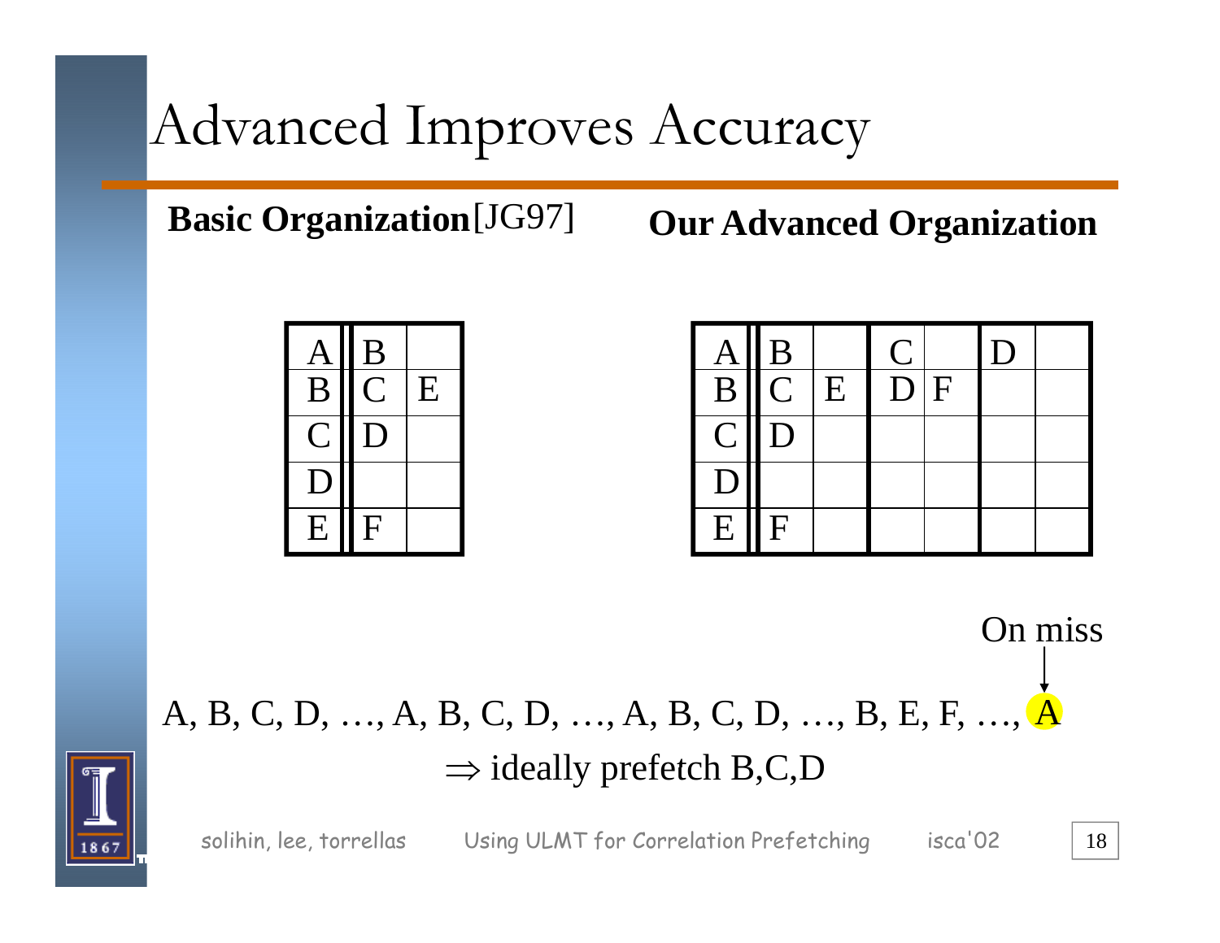# Advanced Improves Accuracy

**Basic Organization**[JG97]

| A | B | |
|---|---|---|
| B | C | E |
| C | D | |
| D | | |
| E | F | |

**Our Advanced Organization**

| A | B | | C | | D | |
|---|---|---|---|---|---|---|
| B | C | E | D | F | | |
| C | D | | | | | |
| D | | | | | | |
| E | F | | | | | |

On miss

A, B, C, D, …, A, B, C, D, …, A, B, C, D, …, B, E, F, …, A

⇒ ideally prefetch B,C,D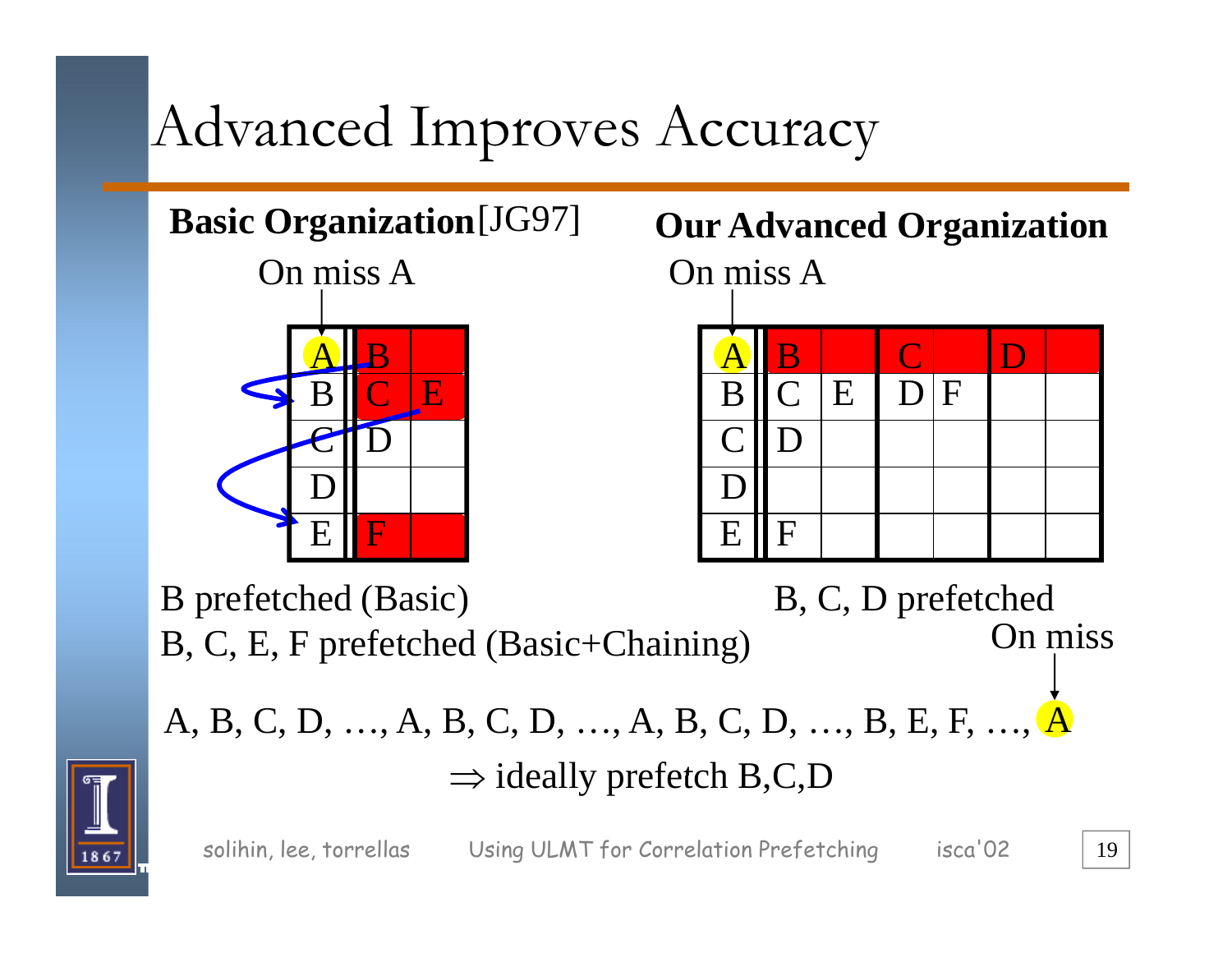# Advanced Improves Accuracy

**Basic Organization**[JG97]

On miss A

| A | B | |
|---|---|---|
| B | C | E |
| C | D | |
| D | | |
| E | F | |

B prefetched (Basic)

B, C, E, F prefetched (Basic+Chaining)

**Our Advanced Organization**

On miss A

| A | B | | C | | D | |
|---|---|---|---|---|---|---|
| B | C | E | D | F | | |
| C | D | | | | | |
| D | | | | | | |
| E | F | | | | | |

B, C, D prefetched

On miss

A, B, C, D, …, A, B, C, D, …, A, B, C, D, …, B, E, F, …, A

$\Rightarrow$ ideally prefetch B,C,D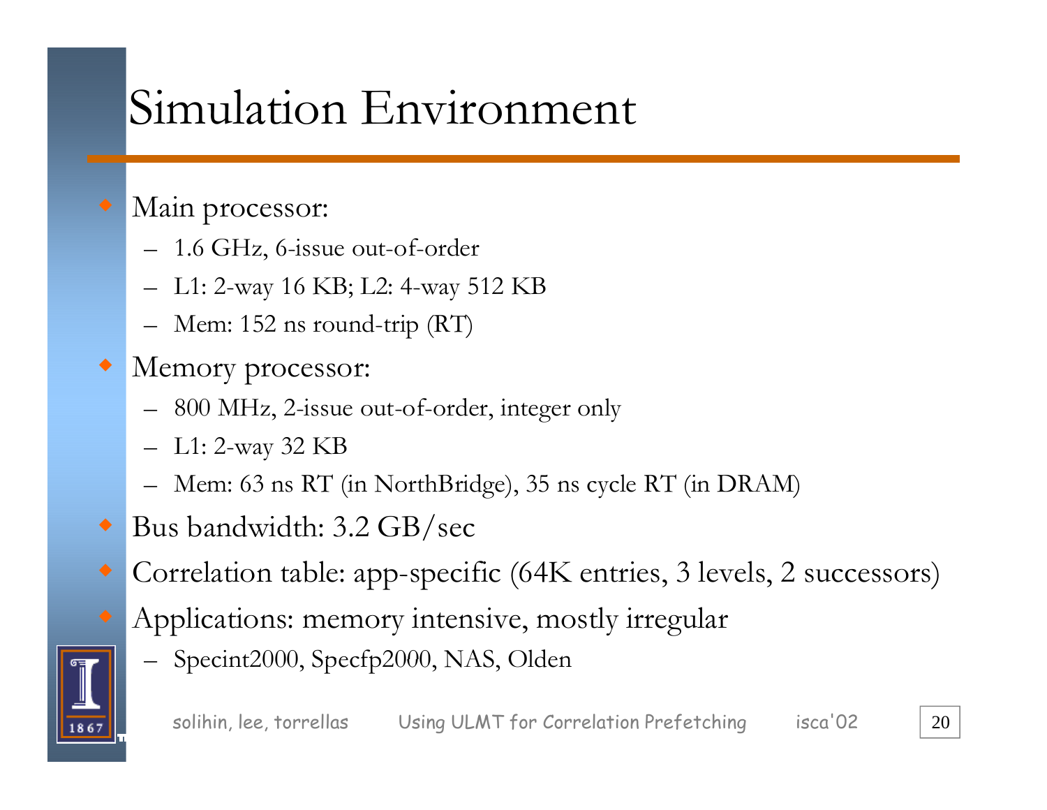# Simulation Environment

- Main processor:
  - 1.6 GHz, 6-issue out-of-order
  - L1: 2-way 16 KB; L2: 4-way 512 KB
  - Mem: 152 ns round-trip (RT)
- Memory processor:
  - 800 MHz, 2-issue out-of-order, integer only
  - L1: 2-way 32 KB
  - Mem: 63 ns RT (in NorthBridge), 35 ns cycle RT (in DRAM)
- Bus bandwidth: 3.2 GB/sec
- Correlation table: app-specific (64K entries, 3 levels, 2 successors)
- Applications: memory intensive, mostly irregular
  - Specint2000, Specfp2000, NAS, Olden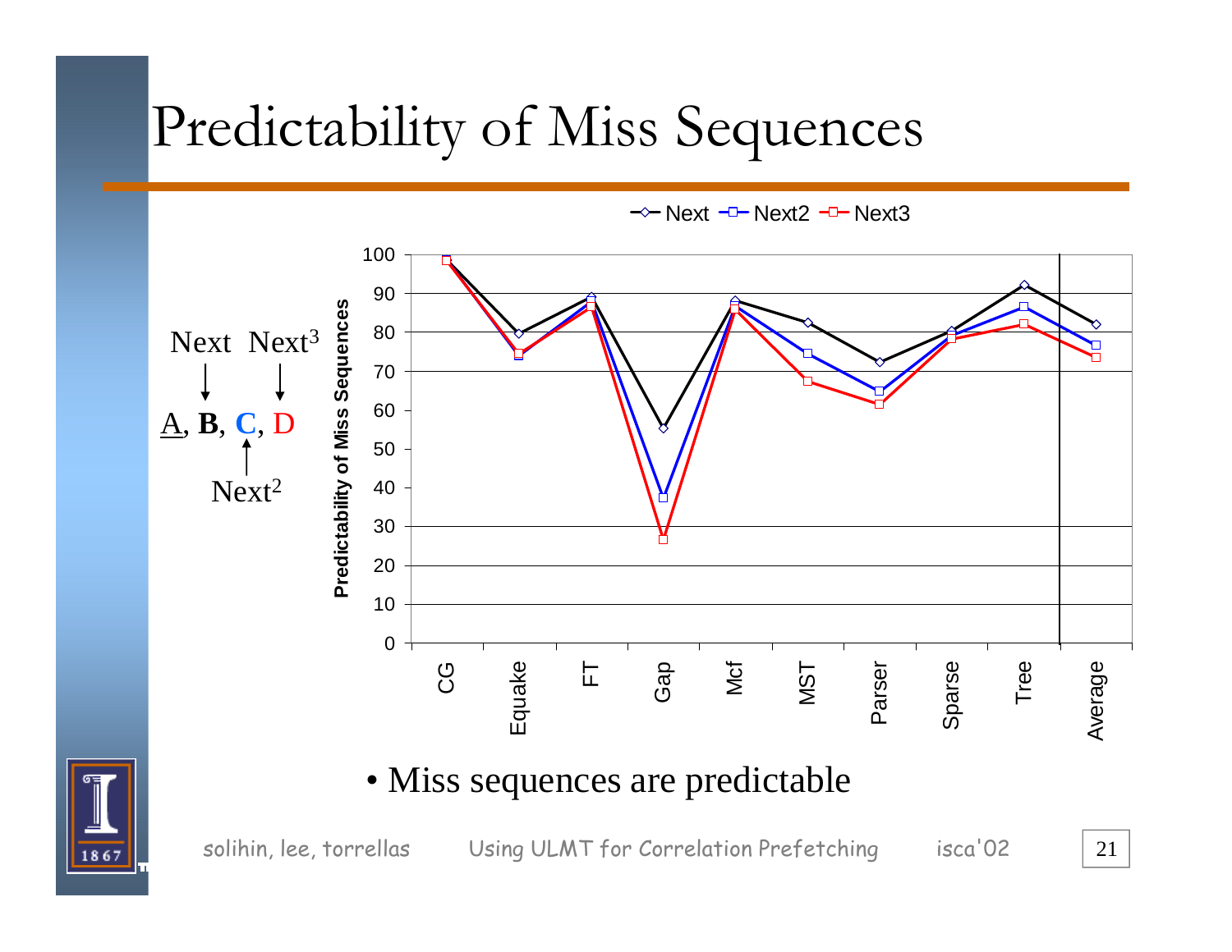# Predictability of Miss Sequences

Next&nbsp;&nbsp;Next$^3$

A, **B**, C, D

Next$^2$

Next — Next2 — Next3

Predictability of Miss Sequences

100, 90, 80, 70, 60, 50, 40, 30, 20, 10, 0

CG, Equake, FT, Gap, Mcf, MST, Parser, Sparse, Tree, Average

- Miss sequences are predictable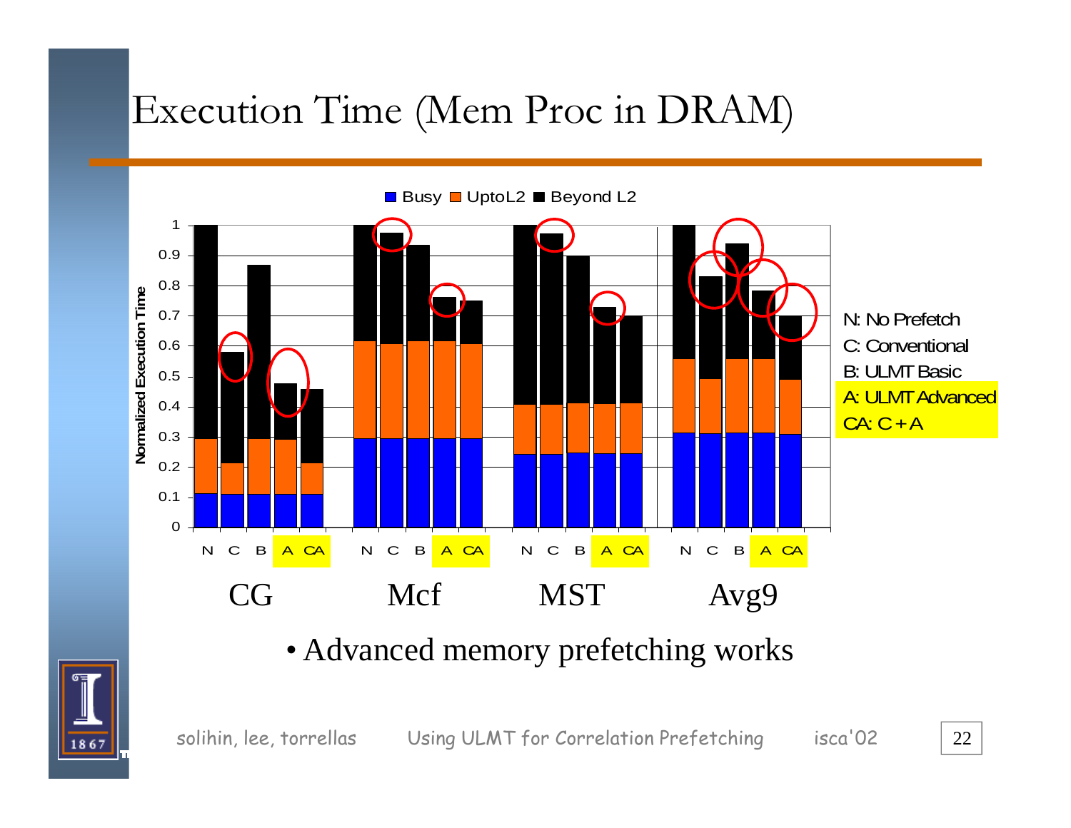# Execution Time (Mem Proc in DRAM)

Busy | UptoL2 | Beyond L2

Normalized Execution Time

N: No Prefetch
C: Conventional
B: ULMT Basic
A: ULMT Advanced
CA: C+A

CG | Mcf | MST | Avg9

- Advanced memory prefetching works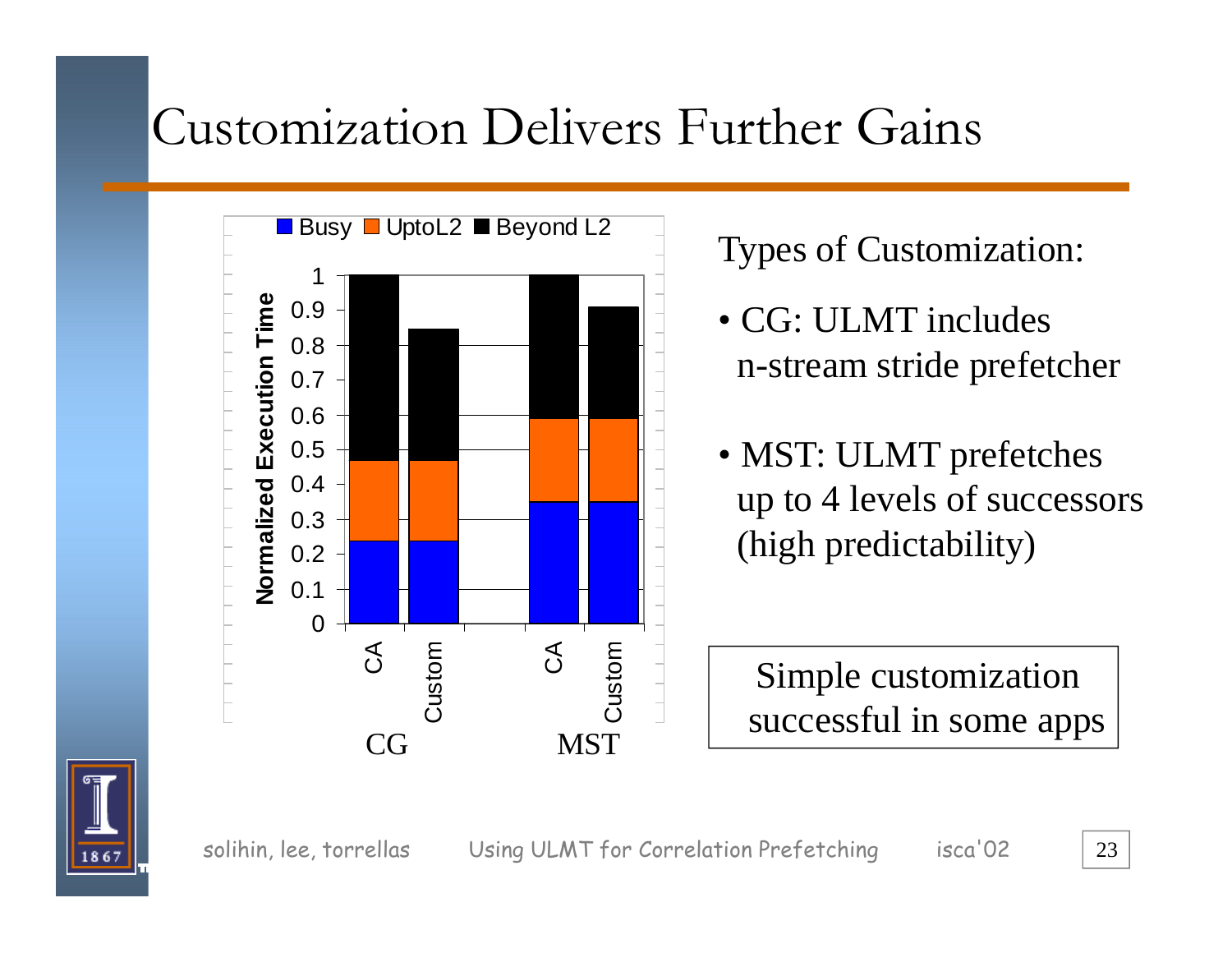# Customization Delivers Further Gains

Busy | UptoL2 | Beyond L2

Normalized Execution Time

1, 0.9, 0.8, 0.7, 0.6, 0.5, 0.4, 0.3, 0.2, 0.1, 0

CA | Custom | CA | Custom

CG | MST

Types of Customization:

- CG: ULMT includes n-stream stride prefetcher
- MST: ULMT prefetches up to 4 levels of successors (high predictability)

Simple customization successful in some apps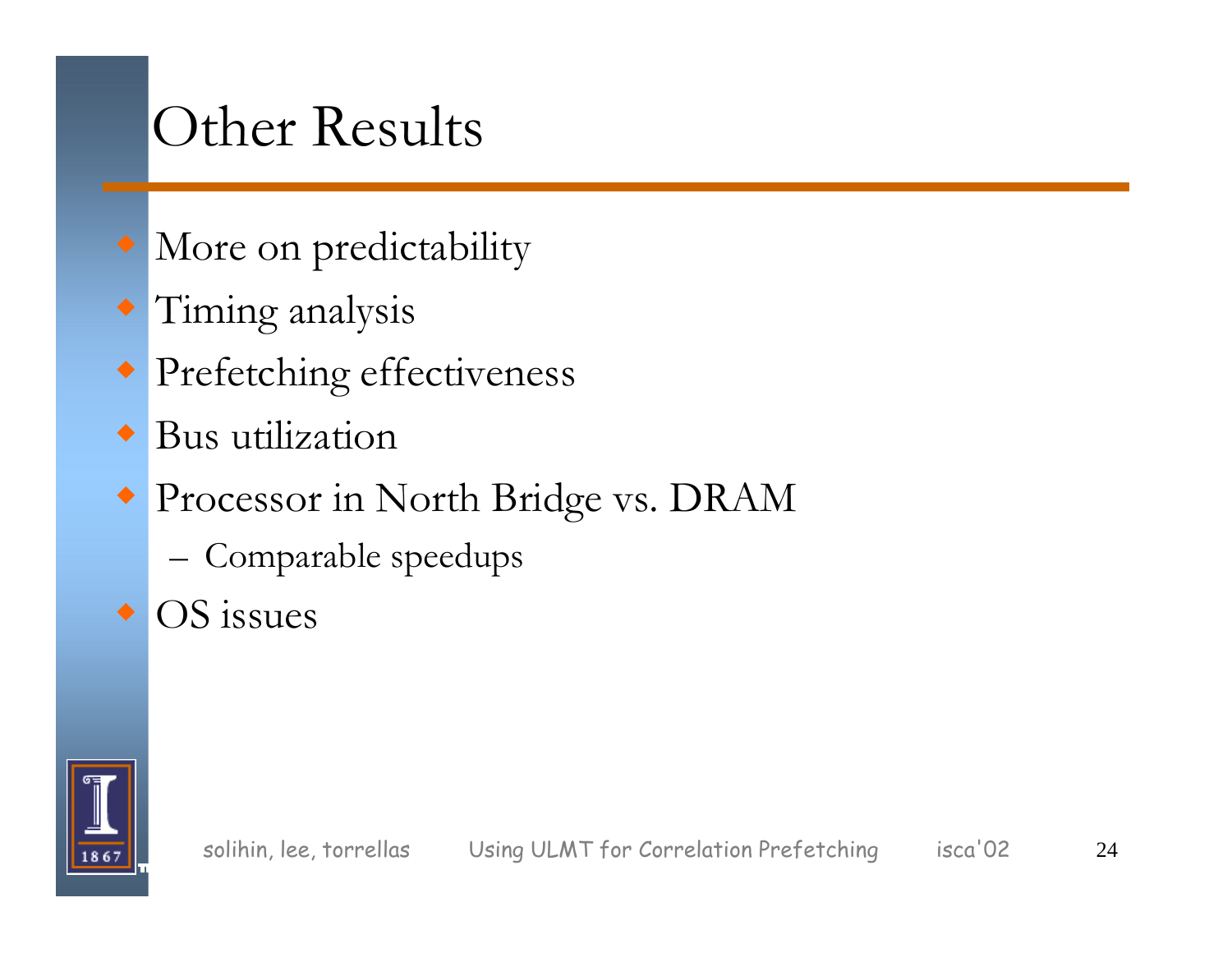# Other Results

- More on predictability
- Timing analysis
- Prefetching effectiveness
- Bus utilization
- Processor in North Bridge vs. DRAM
  - Comparable speedups
- OS issues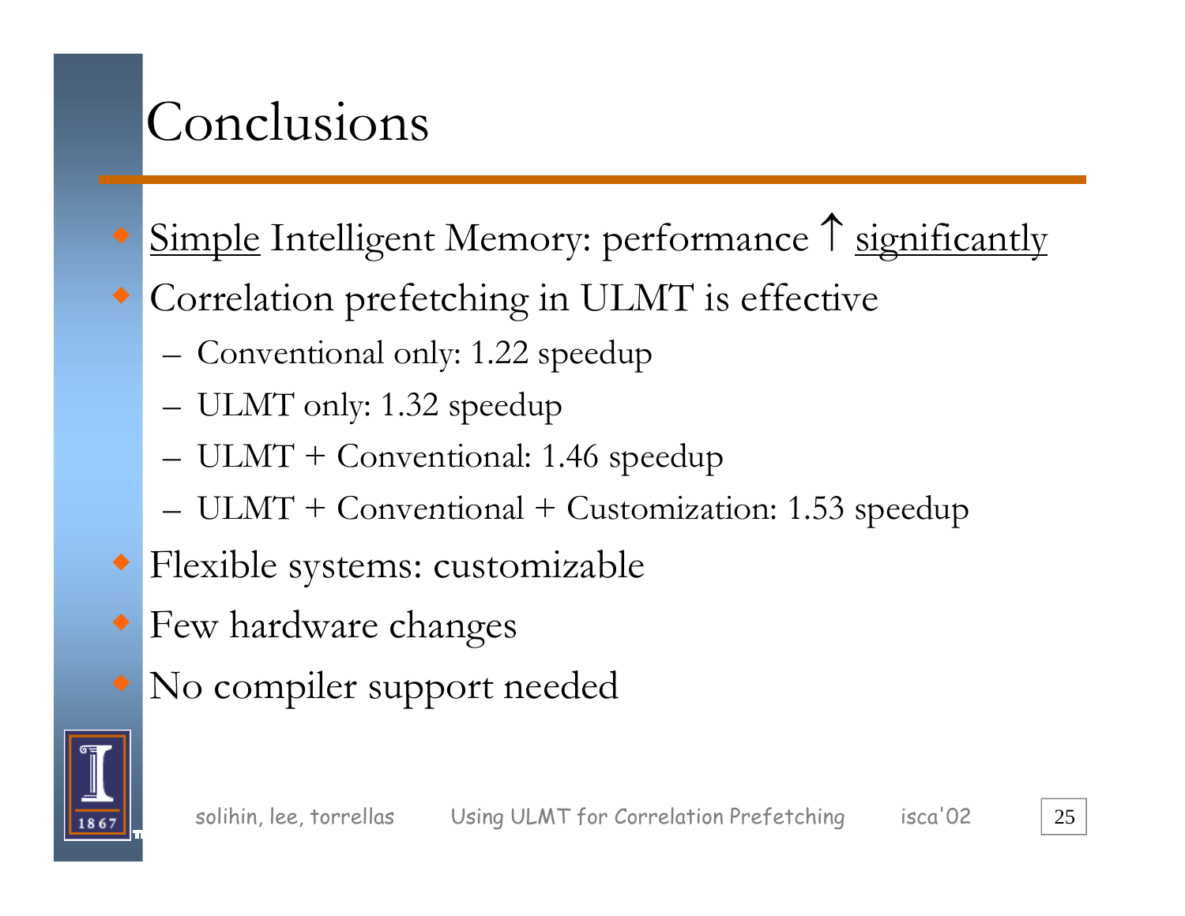# Conclusions

- Simple Intelligent Memory: performance ↑ significantly
- Correlation prefetching in ULMT is effective
  - Conventional only: 1.22 speedup
  - ULMT only: 1.32 speedup
  - ULMT + Conventional: 1.46 speedup
  - ULMT + Conventional + Customization: 1.53 speedup
- Flexible systems: customizable
- Few hardware changes
- No compiler support needed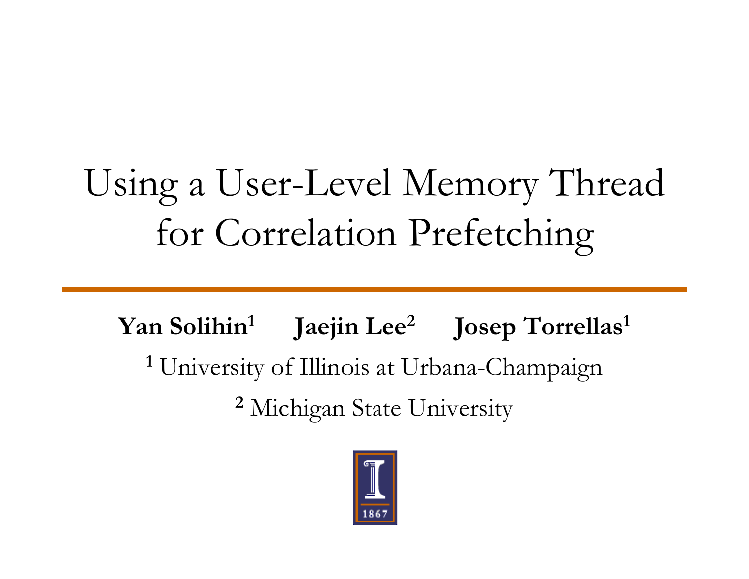# Using a User-Level Memory Thread for Correlation Prefetching

**Yan Solihin[1]** **Jaejin Lee[2]** **Josep Torrellas[1]**

[1] University of Illinois at Urbana-Champaign

[2] Michigan State University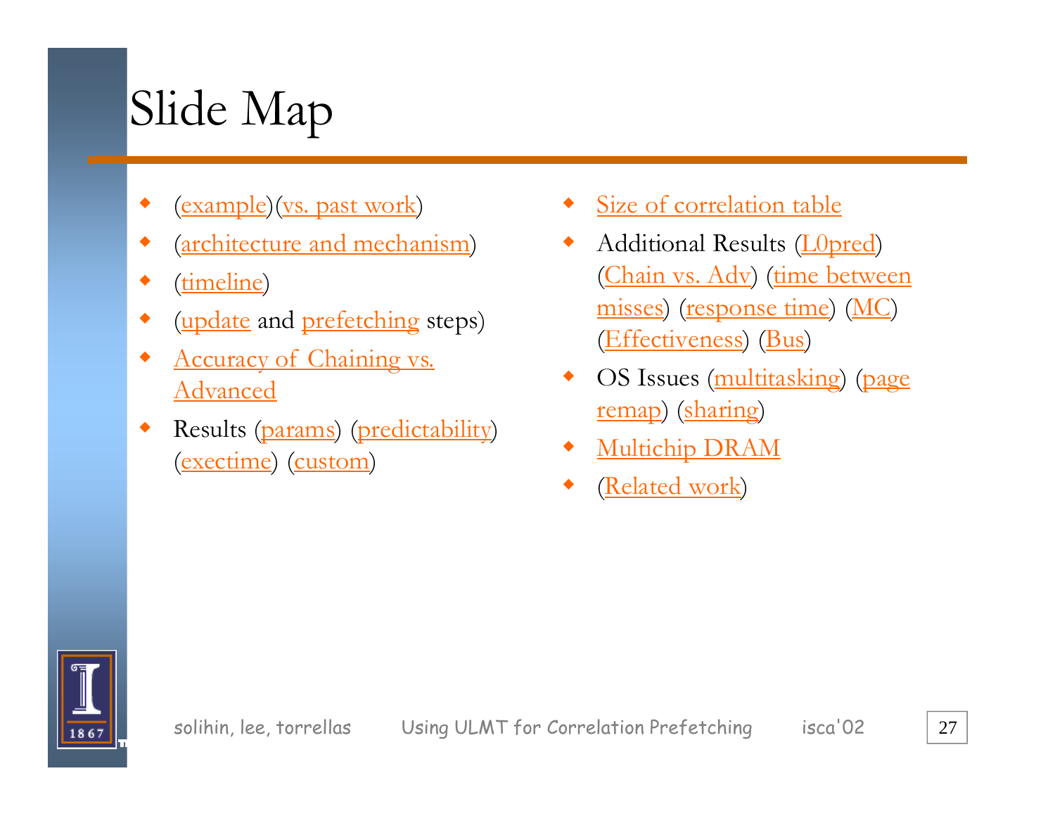# Slide Map

- (example)(vs. past work)
- (architecture and mechanism)
- (timeline)
- (update and prefetching steps)
- Accuracy of Chaining vs. Advanced
- Results (params) (predictability) (exectime) (custom)
- Size of correlation table
- Additional Results (L0pred) (Chain vs. Adv) (time between misses) (response time) (MC) (Effectiveness) (Bus)
- OS Issues (multitasking) (page remap) (sharing)
- Multichip DRAM
- (Related work)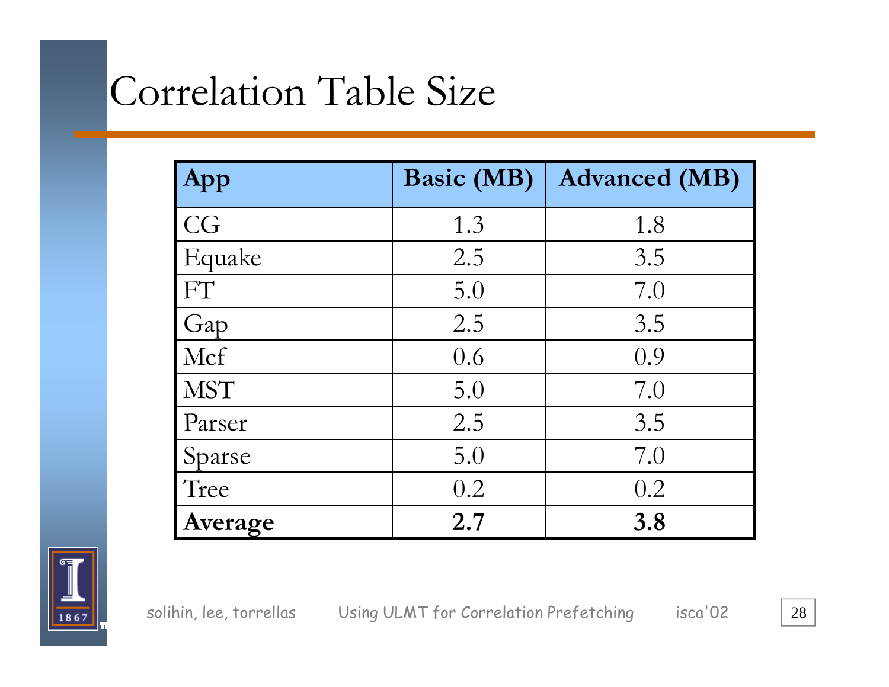# Correlation Table Size

| App | Basic (MB) | Advanced (MB) |
|---|---|---|
| CG | 1.3 | 1.8 |
| Equake | 2.5 | 3.5 |
| FT | 5.0 | 7.0 |
| Gap | 2.5 | 3.5 |
| Mcf | 0.6 | 0.9 |
| MST | 5.0 | 7.0 |
| Parser | 2.5 | 3.5 |
| Sparse | 5.0 | 7.0 |
| Tree | 0.2 | 0.2 |
| **Average** | **2.7** | **3.8** |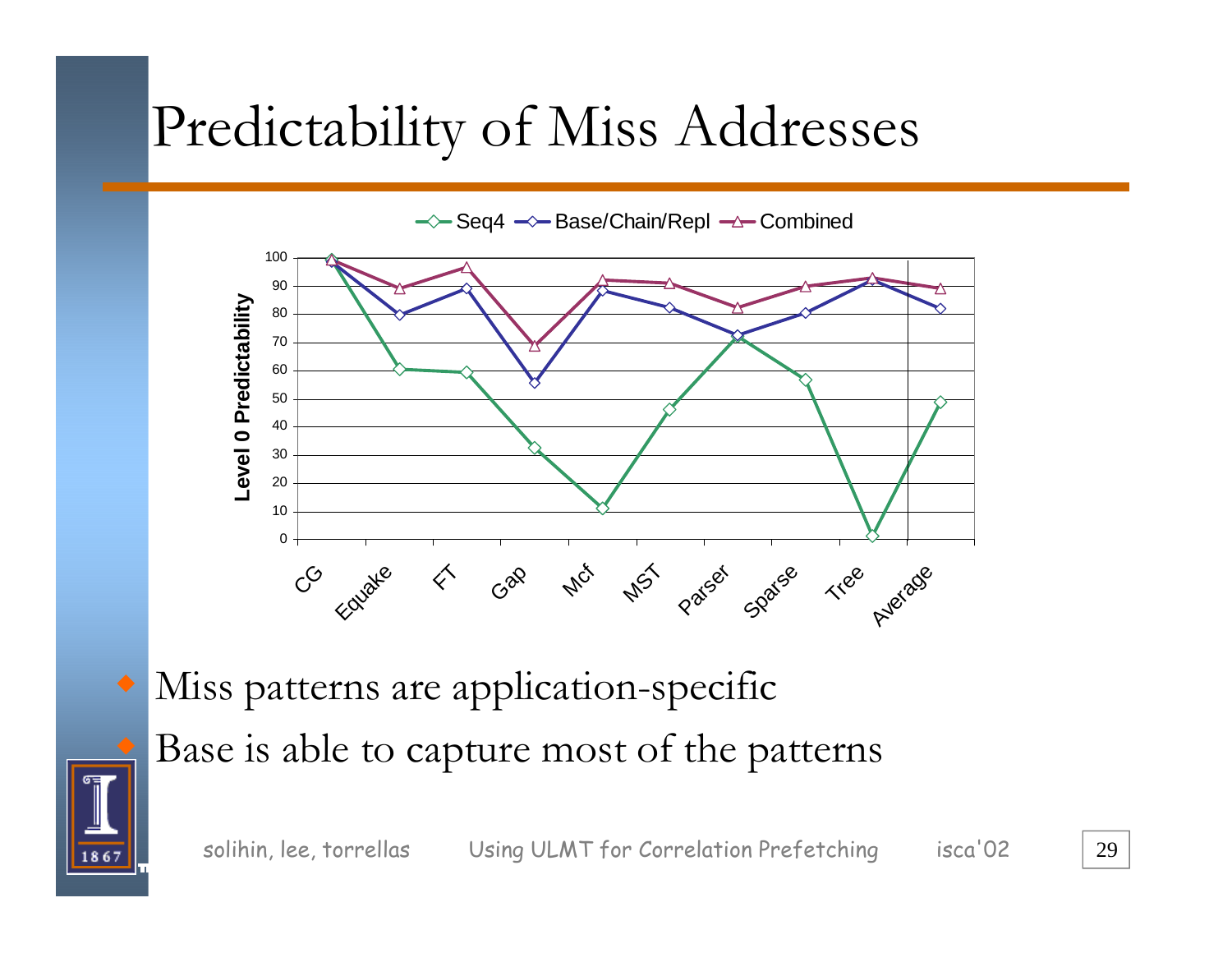# Predictability of Miss Addresses

- Miss patterns are application-specific
- Base is able to capture most of the patterns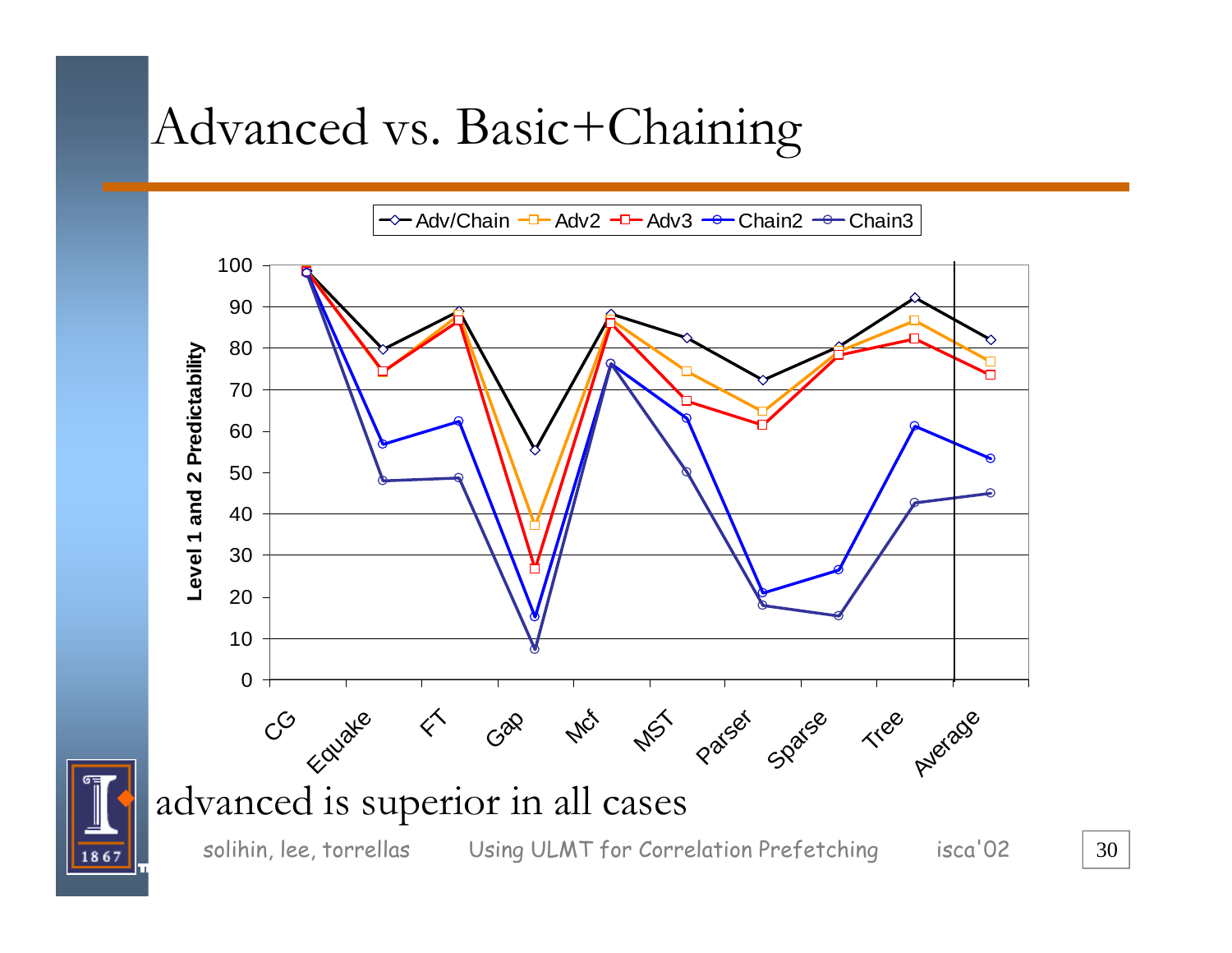# Advanced vs. Basic+Chaining

Adv/Chain — Adv2 — Adv3 — Chain2 — Chain3

Level 1 and 2 Predictability

100
90
80
70
60
50
40
30
20
10
0

CG, Equake, FT, Gap, Mcf, MST, Parser, Sparse, Tree, Average

- advanced is superior in all cases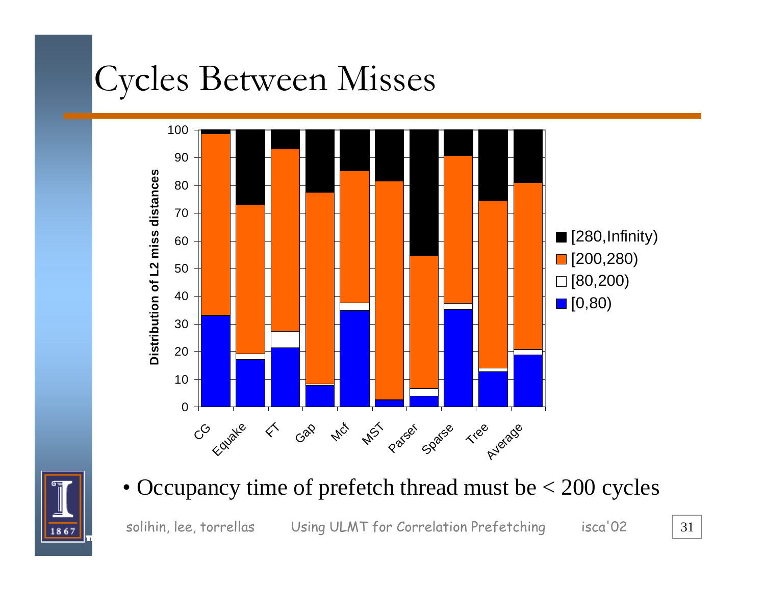# Cycles Between Misses

- Occupancy time of prefetch thread must be < 200 cycles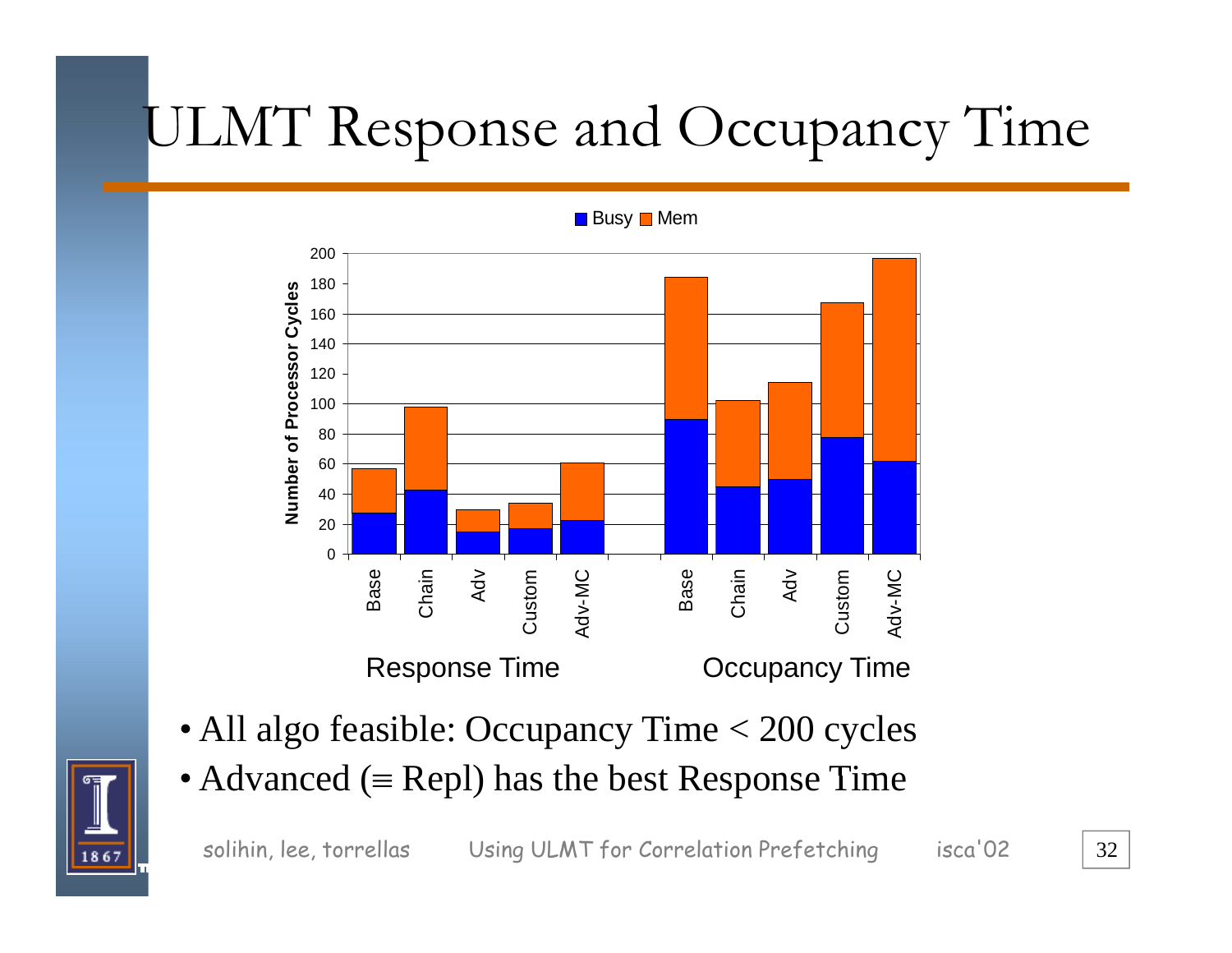# ULMT Response and Occupancy Time

Busy | Mem

| | Busy | Mem | Total |
|---|---|---|---|
| **Response Time** | | | |
| Base | 27 | 30 | 57 |
| Chain | 42 | 56 | 98 |
| Adv | 15 | 15 | 30 |
| Custom | 17 | 17 | 34 |
| Adv-MC | 22 | 39 | 61 |
| **Occupancy Time** | | | |
| Base | 89 | 96 | 185 |
| Chain | 44 | 59 | 103 |
| Adv | 50 | 65 | 115 |
| Custom | 77 | 91 | 168 |
| Adv-MC | 62 | 135 | 197 |

Y-axis: Number of Processor Cycles (0–200)

- All algo feasible: Occupancy Time < 200 cycles
- Advanced (≡ Repl) has the best Response Time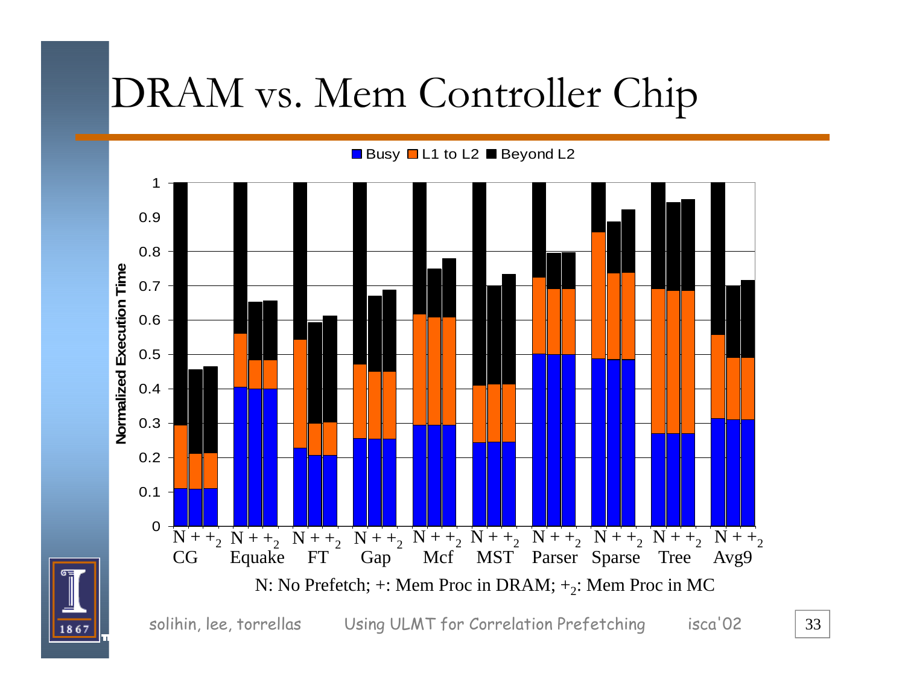# DRAM vs. Mem Controller Chip

Busy | L1 to L2 | Beyond L2

Normalized Execution Time

CG, Equake, FT, Gap, Mcf, MST, Parser, Sparse, Tree, Avg9 (each with bars N, +, $+_2$)

N: No Prefetch; +: Mem Proc in DRAM; $+_2$: Mem Proc in MC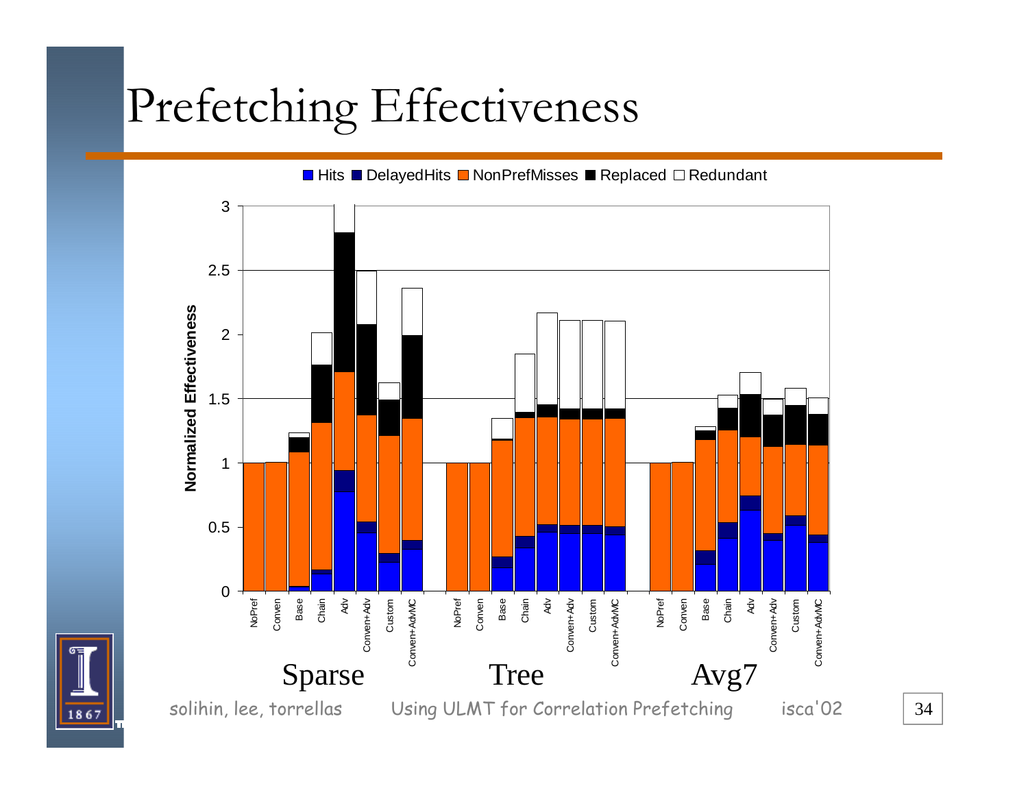# Prefetching Effectiveness

Hits | DelayedHits | NonPrefMisses | Replaced | Redundant

Normalized Effectiveness

Sparse — NoPref, Conven, Base, Chain, Adv, Conven+Adv, Custom, Conven+AdvMC

Tree — NoPref, Conven, Base, Chain, Adv, Conven+Adv, Custom, Conven+AdvMC

Avg7 — NoPref, Conven, Base, Chain, Adv, Conven+Adv, Custom, Conven+AdvMC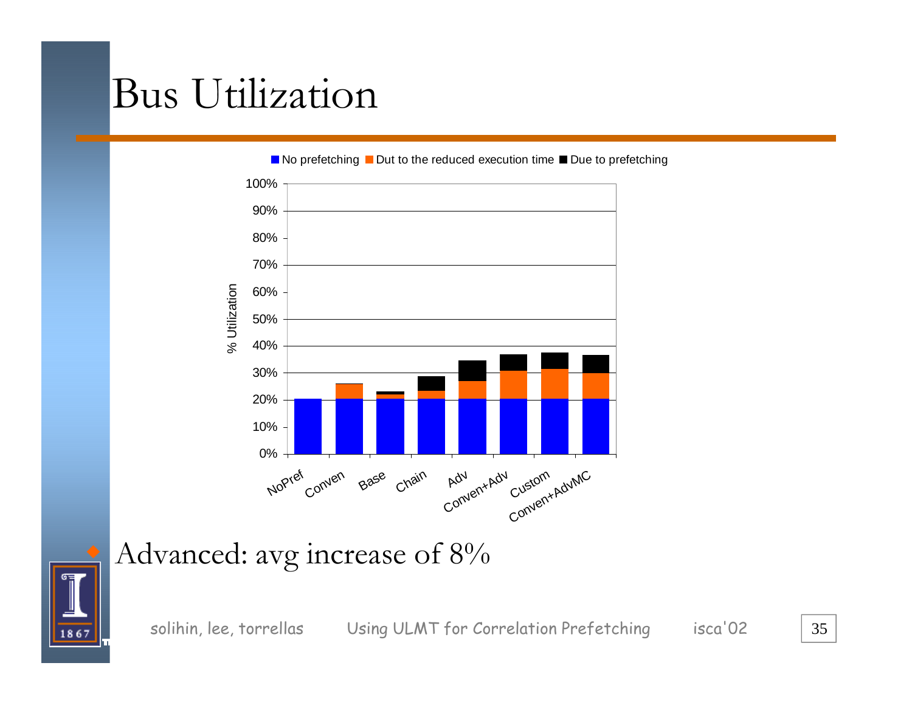# Bus Utilization

■ No prefetching ■ Dut to the reduced execution time ■ Due to prefetching

% Utilization

100%
90%
80%
70%
60%
50%
40%
30%
20%
10%
0%

NoPref Conven Base Chain Adv Conven+Adv Custom Conven+AdvMC

- Advanced: avg increase of 8%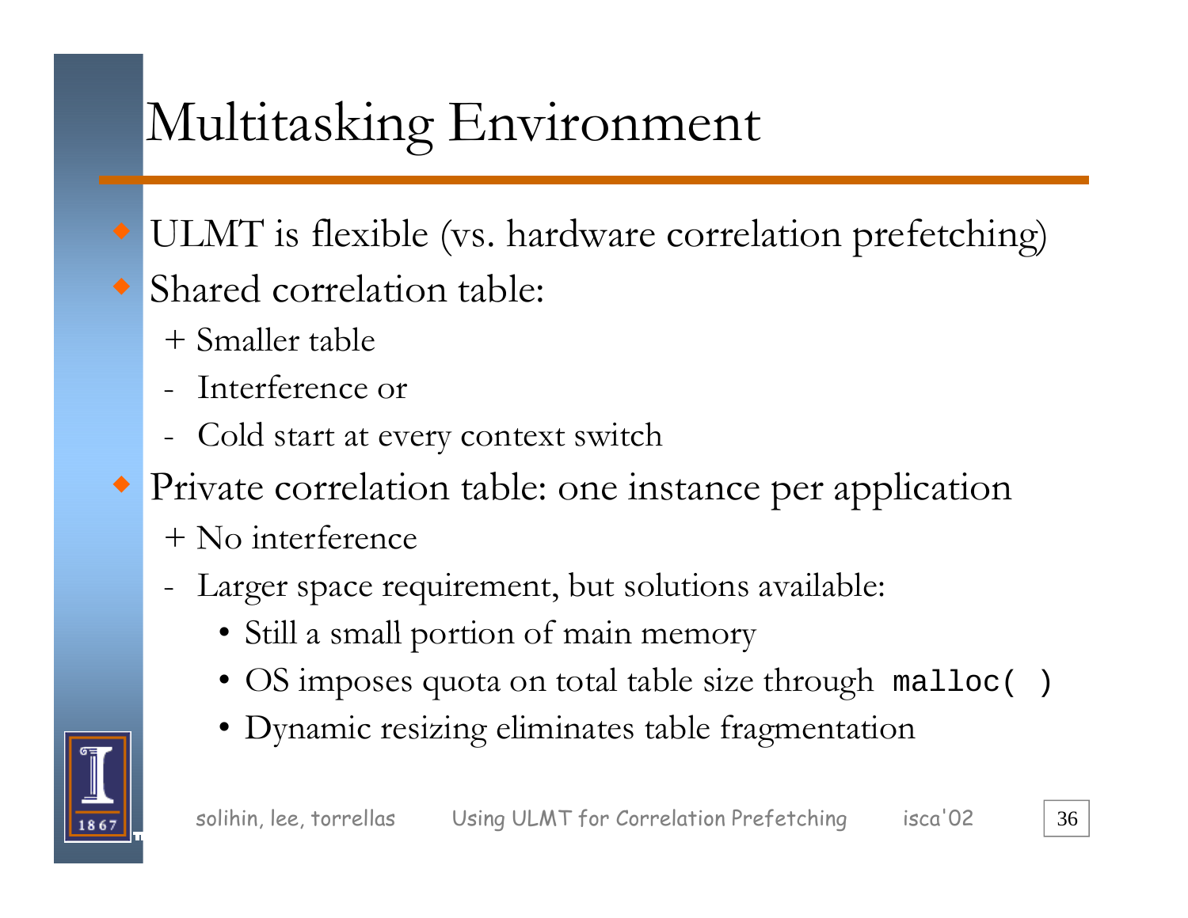# Multitasking Environment

- ULMT is flexible (vs. hardware correlation prefetching)
- Shared correlation table:
  - + Smaller table
  - - Interference or
  - - Cold start at every context switch
- Private correlation table: one instance per application
  - + No interference
  - - Larger space requirement, but solutions available:
    - Still a small portion of main memory
    - OS imposes quota on total table size through `malloc( )`
    - Dynamic resizing eliminates table fragmentation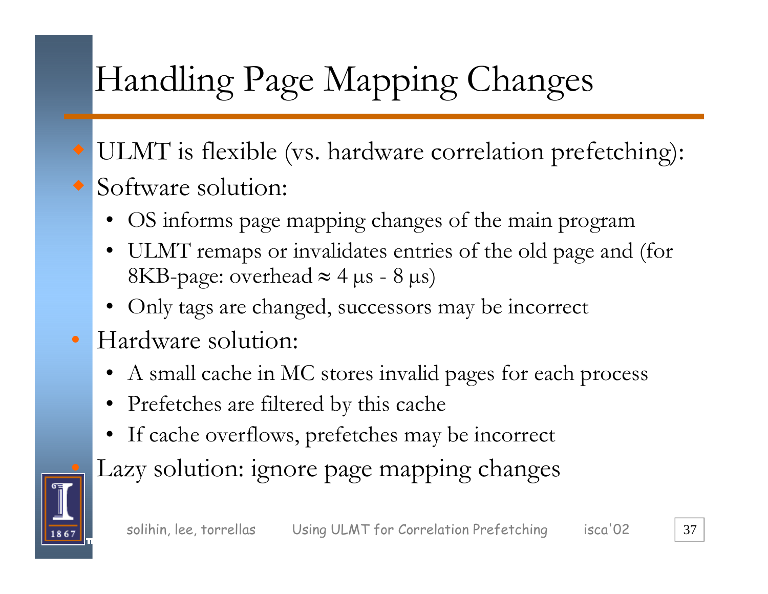# Handling Page Mapping Changes

- ULMT is flexible (vs. hardware correlation prefetching):
- Software solution:
  - OS informs page mapping changes of the main program
  - ULMT remaps or invalidates entries of the old page and (for 8KB-page: overhead ≈ 4 μs - 8 μs)
  - Only tags are changed, successors may be incorrect
- Hardware solution:
  - A small cache in MC stores invalid pages for each process
  - Prefetches are filtered by this cache
  - If cache overflows, prefetches may be incorrect
- Lazy solution: ignore page mapping changes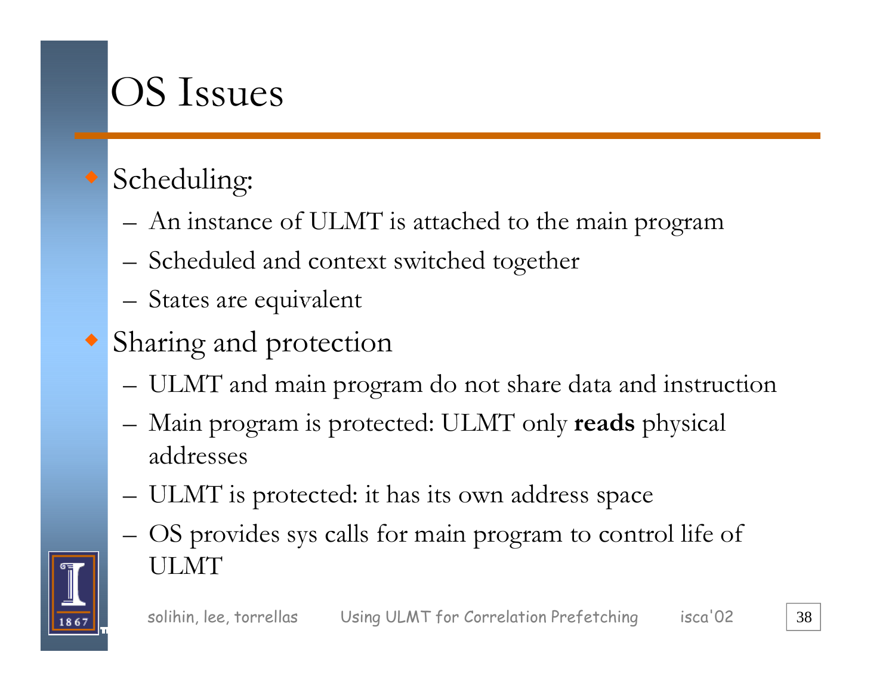# OS Issues

- Scheduling:
  - An instance of ULMT is attached to the main program
  - Scheduled and context switched together
  - States are equivalent
- Sharing and protection
  - ULMT and main program do not share data and instruction
  - Main program is protected: ULMT only **reads** physical addresses
  - ULMT is protected: it has its own address space
  - OS provides sys calls for main program to control life of ULMT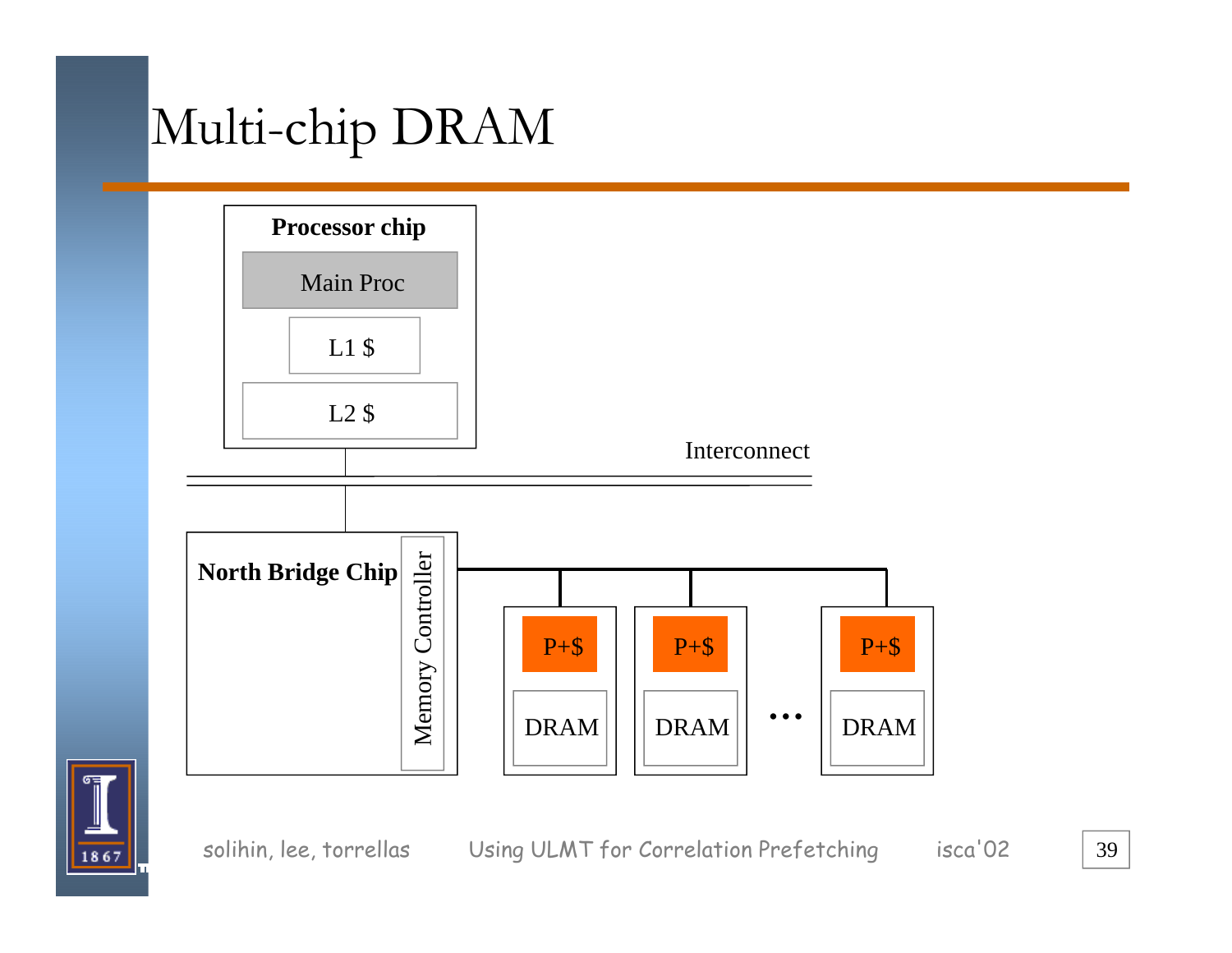# Multi-chip DRAM

Processor chip

Main Proc

L1 $

L2 $

Interconnect

North Bridge Chip

Memory Controller

P+$ | P+$ | ... | P+$

DRAM | DRAM | ... | DRAM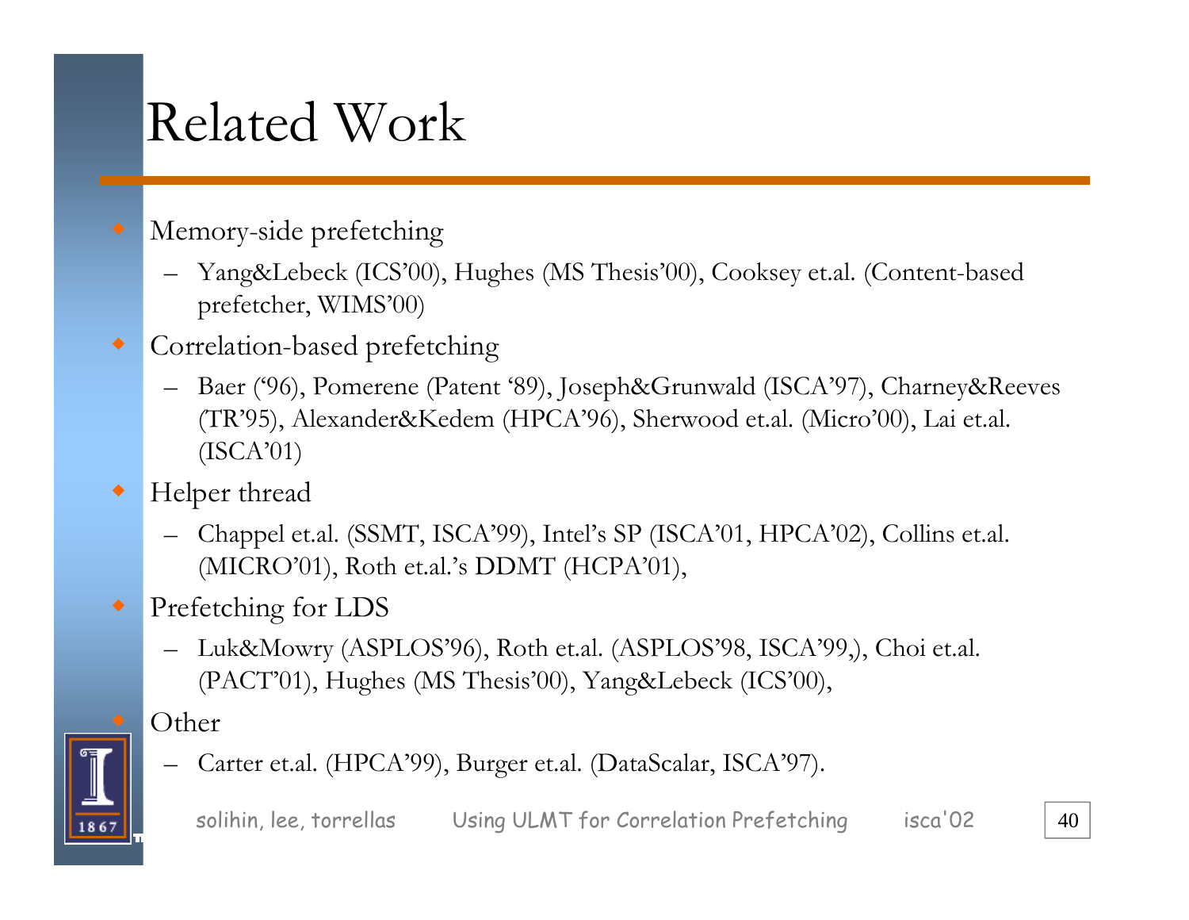# Related Work

- Memory-side prefetching
  - Yang&Lebeck (ICS'00), Hughes (MS Thesis'00), Cooksey et.al. (Content-based prefetcher, WIMS'00)
- Correlation-based prefetching
  - Baer ('96), Pomerene (Patent '89), Joseph&Grunwald (ISCA'97), Charney&Reeves (TR'95), Alexander&Kedem (HPCA'96), Sherwood et.al. (Micro'00), Lai et.al. (ISCA'01)
- Helper thread
  - Chappel et.al. (SSMT, ISCA'99), Intel's SP (ISCA'01, HPCA'02), Collins et.al. (MICRO'01), Roth et.al.'s DDMT (HCPA'01),
- Prefetching for LDS
  - Luk&Mowry (ASPLOS'96), Roth et.al. (ASPLOS'98, ISCA'99,), Choi et.al. (PACT'01), Hughes (MS Thesis'00), Yang&Lebeck (ICS'00),
- Other
  - Carter et.al. (HPCA'99), Burger et.al. (DataScalar, ISCA'97).